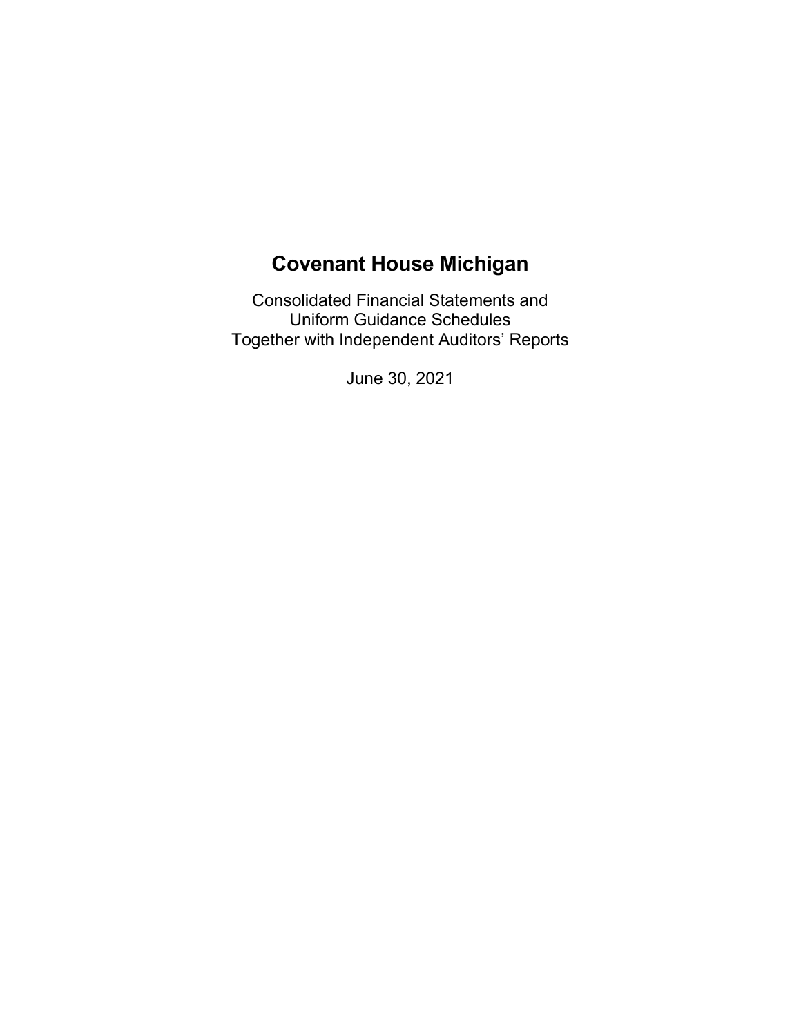# Covenant House Michigan

Consolidated Financial Statements and
Uniform Guidance Schedules
Together with Independent Auditors' Reports

June 30, 2021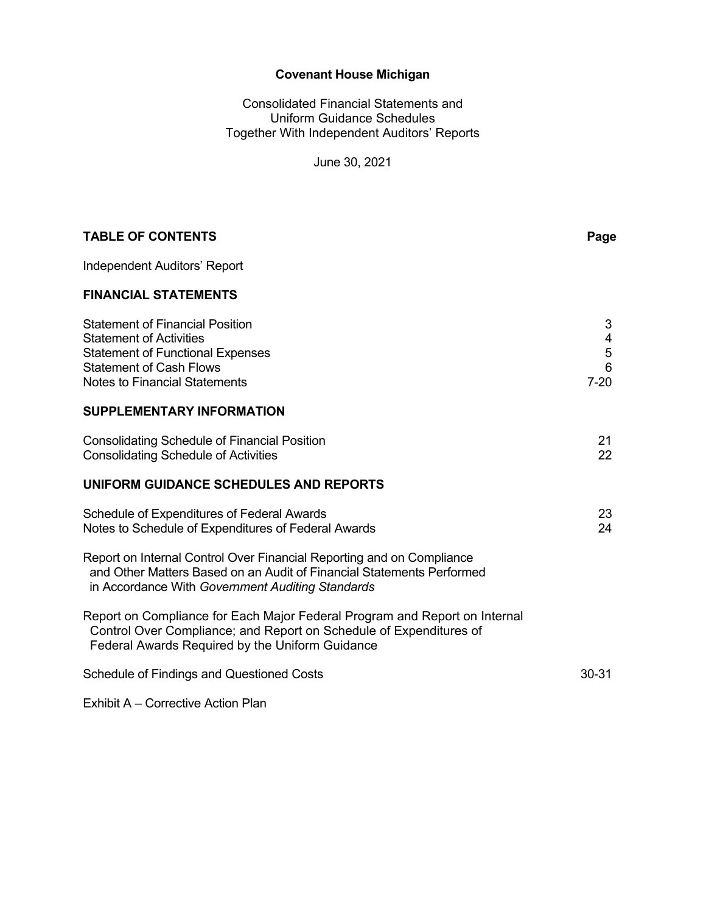**Covenant House Michigan**

Consolidated Financial Statements and
Uniform Guidance Schedules
Together With Independent Auditors' Reports

June 30, 2021

| TABLE OF CONTENTS | Page |
|---|---|
| Independent Auditors' Report | |
| **FINANCIAL STATEMENTS** | |
| Statement of Financial Position | 3 |
| Statement of Activities | 4 |
| Statement of Functional Expenses | 5 |
| Statement of Cash Flows | 6 |
| Notes to Financial Statements | 7-20 |
| **SUPPLEMENTARY INFORMATION** | |
| Consolidating Schedule of Financial Position | 21 |
| Consolidating Schedule of Activities | 22 |
| **UNIFORM GUIDANCE SCHEDULES AND REPORTS** | |
| Schedule of Expenditures of Federal Awards | 23 |
| Notes to Schedule of Expenditures of Federal Awards | 24 |
| Report on Internal Control Over Financial Reporting and on Compliance and Other Matters Based on an Audit of Financial Statements Performed in Accordance With *Government Auditing Standards* | |
| Report on Compliance for Each Major Federal Program and Report on Internal Control Over Compliance; and Report on Schedule of Expenditures of Federal Awards Required by the Uniform Guidance | |
| Schedule of Findings and Questioned Costs | 30-31 |
| Exhibit A – Corrective Action Plan | |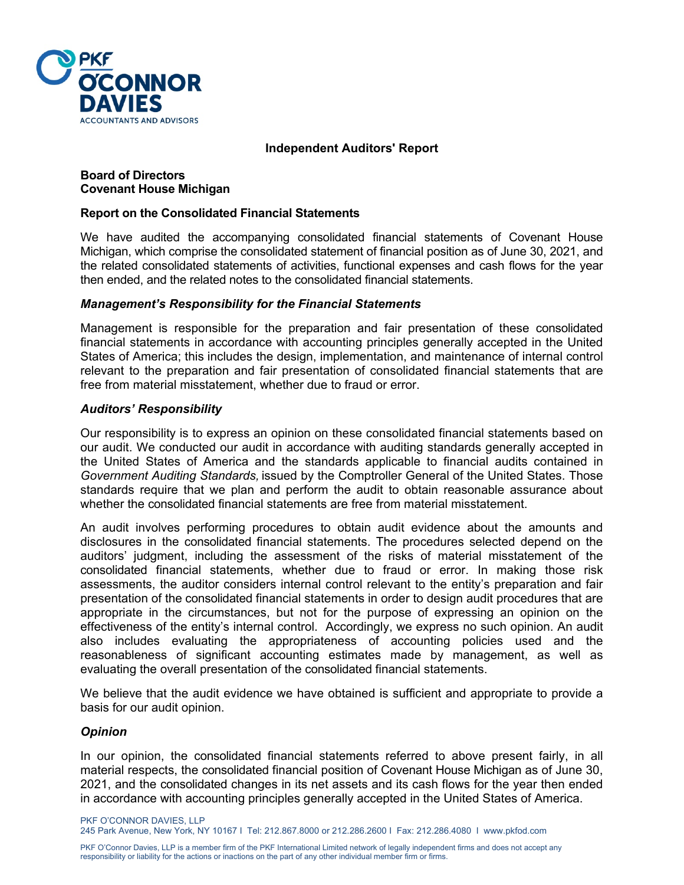# Independent Auditors' Report

**Board of Directors**
**Covenant House Michigan**

## Report on the Consolidated Financial Statements

We have audited the accompanying consolidated financial statements of Covenant House Michigan, which comprise the consolidated statement of financial position as of June 30, 2021, and the related consolidated statements of activities, functional expenses and cash flows for the year then ended, and the related notes to the consolidated financial statements.

### *Management's Responsibility for the Financial Statements*

Management is responsible for the preparation and fair presentation of these consolidated financial statements in accordance with accounting principles generally accepted in the United States of America; this includes the design, implementation, and maintenance of internal control relevant to the preparation and fair presentation of consolidated financial statements that are free from material misstatement, whether due to fraud or error.

### *Auditors' Responsibility*

Our responsibility is to express an opinion on these consolidated financial statements based on our audit. We conducted our audit in accordance with auditing standards generally accepted in the United States of America and the standards applicable to financial audits contained in *Government Auditing Standards,* issued by the Comptroller General of the United States. Those standards require that we plan and perform the audit to obtain reasonable assurance about whether the consolidated financial statements are free from material misstatement.

An audit involves performing procedures to obtain audit evidence about the amounts and disclosures in the consolidated financial statements. The procedures selected depend on the auditors' judgment, including the assessment of the risks of material misstatement of the consolidated financial statements, whether due to fraud or error. In making those risk assessments, the auditor considers internal control relevant to the entity's preparation and fair presentation of the consolidated financial statements in order to design audit procedures that are appropriate in the circumstances, but not for the purpose of expressing an opinion on the effectiveness of the entity's internal control. Accordingly, we express no such opinion. An audit also includes evaluating the appropriateness of accounting policies used and the reasonableness of significant accounting estimates made by management, as well as evaluating the overall presentation of the consolidated financial statements.

We believe that the audit evidence we have obtained is sufficient and appropriate to provide a basis for our audit opinion.

### *Opinion*

In our opinion, the consolidated financial statements referred to above present fairly, in all material respects, the consolidated financial position of Covenant House Michigan as of June 30, 2021, and the consolidated changes in its net assets and its cash flows for the year then ended in accordance with accounting principles generally accepted in the United States of America.

PKF O'CONNOR DAVIES, LLP
245 Park Avenue, New York, NY 10167 I Tel: 212.867.8000 or 212.286.2600 I Fax: 212.286.4080 I www.pkfod.com

PKF O'Connor Davies, LLP is a member firm of the PKF International Limited network of legally independent firms and does not accept any responsibility or liability for the actions or inactions on the part of any other individual member firm or firms.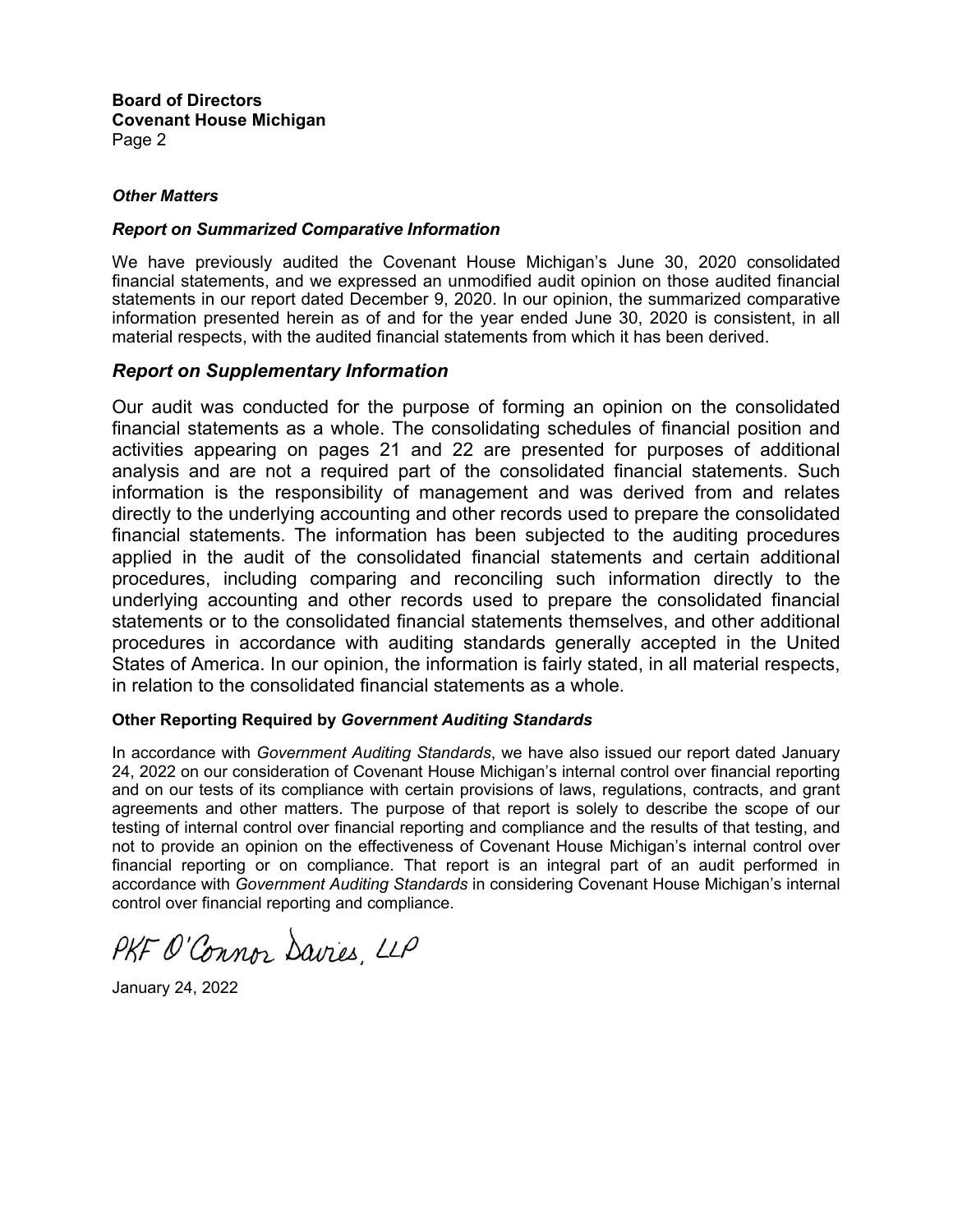**Board of Directors**
**Covenant House Michigan**
Page 2

***Other Matters***

***Report on Summarized Comparative Information***

We have previously audited the Covenant House Michigan's June 30, 2020 consolidated financial statements, and we expressed an unmodified audit opinion on those audited financial statements in our report dated December 9, 2020. In our opinion, the summarized comparative information presented herein as of and for the year ended June 30, 2020 is consistent, in all material respects, with the audited financial statements from which it has been derived.

## *Report on Supplementary Information*

Our audit was conducted for the purpose of forming an opinion on the consolidated financial statements as a whole. The consolidating schedules of financial position and activities appearing on pages 21 and 22 are presented for purposes of additional analysis and are not a required part of the consolidated financial statements. Such information is the responsibility of management and was derived from and relates directly to the underlying accounting and other records used to prepare the consolidated financial statements. The information has been subjected to the auditing procedures applied in the audit of the consolidated financial statements and certain additional procedures, including comparing and reconciling such information directly to the underlying accounting and other records used to prepare the consolidated financial statements or to the consolidated financial statements themselves, and other additional procedures in accordance with auditing standards generally accepted in the United States of America. In our opinion, the information is fairly stated, in all material respects, in relation to the consolidated financial statements as a whole.

**Other Reporting Required by *Government Auditing Standards***

In accordance with *Government Auditing Standards*, we have also issued our report dated January 24, 2022 on our consideration of Covenant House Michigan's internal control over financial reporting and on our tests of its compliance with certain provisions of laws, regulations, contracts, and grant agreements and other matters. The purpose of that report is solely to describe the scope of our testing of internal control over financial reporting and compliance and the results of that testing, and not to provide an opinion on the effectiveness of Covenant House Michigan's internal control over financial reporting or on compliance. That report is an integral part of an audit performed in accordance with *Government Auditing Standards* in considering Covenant House Michigan's internal control over financial reporting and compliance.

PKF O'Connor Davies, LLP

January 24, 2022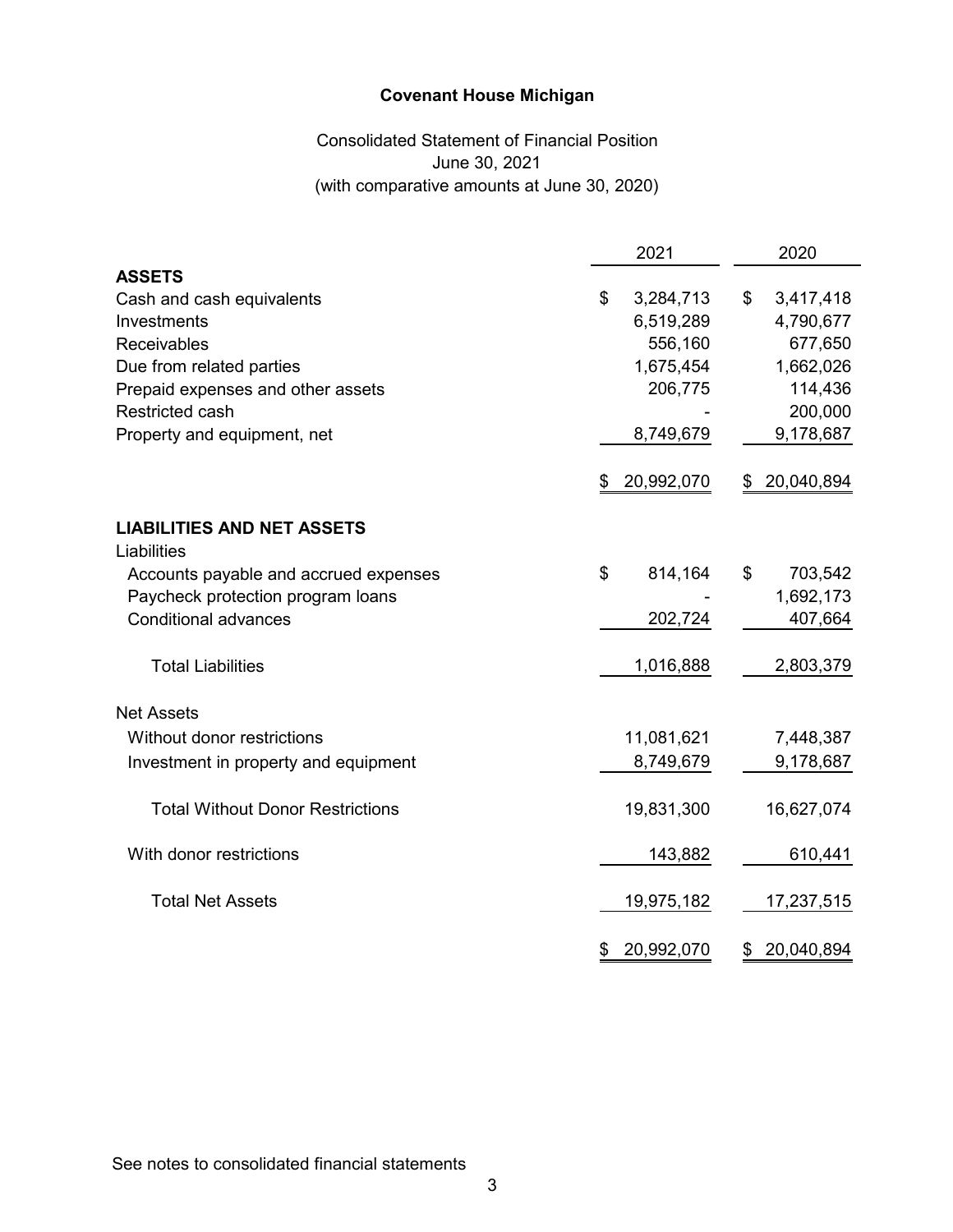# Covenant House Michigan

Consolidated Statement of Financial Position
June 30, 2021
(with comparative amounts at June 30, 2020)

| | 2021 | 2020 |
|---|---|---|
| **ASSETS** | | |
| Cash and cash equivalents | $ 3,284,713 | $ 3,417,418 |
| Investments | 6,519,289 | 4,790,677 |
| Receivables | 556,160 | 677,650 |
| Due from related parties | 1,675,454 | 1,662,026 |
| Prepaid expenses and other assets | 206,775 | 114,436 |
| Restricted cash | - | 200,000 |
| Property and equipment, net | 8,749,679 | 9,178,687 |
| | $ 20,992,070 | $ 20,040,894 |
| **LIABILITIES AND NET ASSETS** | | |
| Liabilities | | |
| Accounts payable and accrued expenses | $ 814,164 | $ 703,542 |
| Paycheck protection program loans | - | 1,692,173 |
| Conditional advances | 202,724 | 407,664 |
| Total Liabilities | 1,016,888 | 2,803,379 |
| Net Assets | | |
| Without donor restrictions | 11,081,621 | 7,448,387 |
| Investment in property and equipment | 8,749,679 | 9,178,687 |
| Total Without Donor Restrictions | 19,831,300 | 16,627,074 |
| With donor restrictions | 143,882 | 610,441 |
| Total Net Assets | 19,975,182 | 17,237,515 |
| | $ 20,992,070 | $ 20,040,894 |

See notes to consolidated financial statements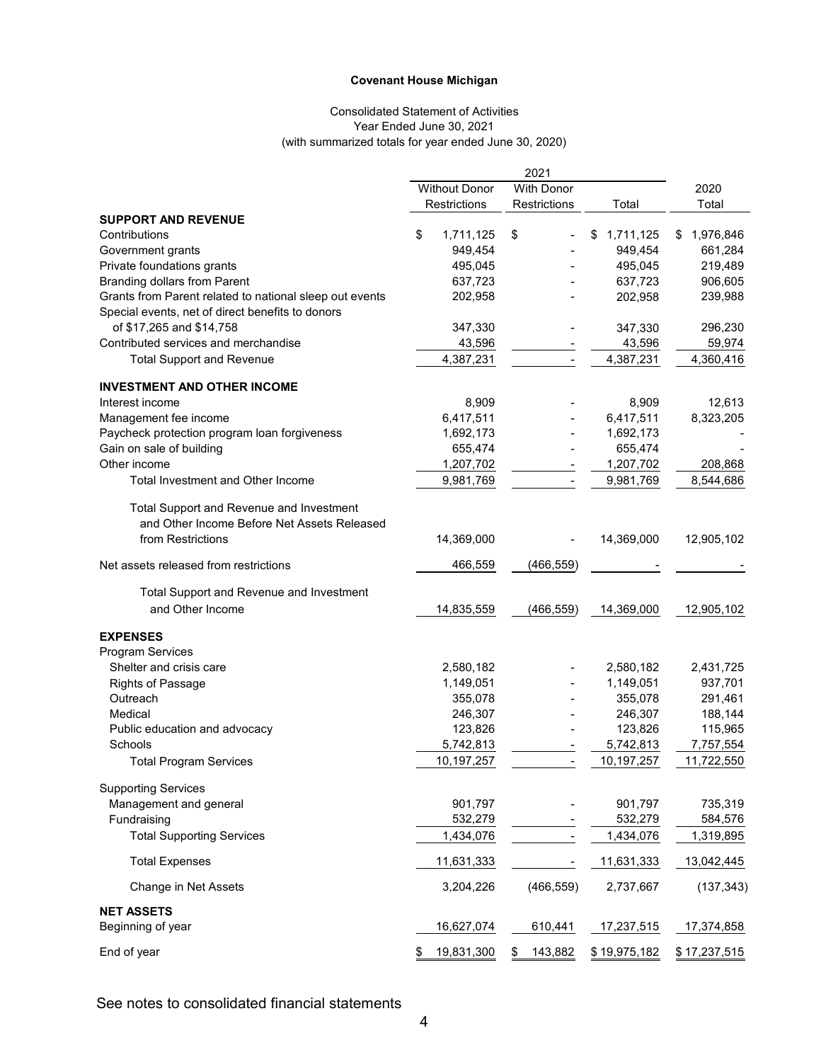**Covenant House Michigan**

Consolidated Statement of Activities
Year Ended June 30, 2021
(with summarized totals for year ended June 30, 2020)

| | 2021 | | | 2020 |
|---|---|---|---|---|
| | Without Donor Restrictions | With Donor Restrictions | Total | Total |
| **SUPPORT AND REVENUE** | | | | |
| Contributions | $ 1,711,125 | $ - | $ 1,711,125 | $ 1,976,846 |
| Government grants | 949,454 | - | 949,454 | 661,284 |
| Private foundations grants | 495,045 | - | 495,045 | 219,489 |
| Branding dollars from Parent | 637,723 | - | 637,723 | 906,605 |
| Grants from Parent related to national sleep out events | 202,958 | - | 202,958 | 239,988 |
| Special events, net of direct benefits to donors of $17,265 and $14,758 | 347,330 | - | 347,330 | 296,230 |
| Contributed services and merchandise | 43,596 | - | 43,596 | 59,974 |
| Total Support and Revenue | 4,387,231 | - | 4,387,231 | 4,360,416 |
| **INVESTMENT AND OTHER INCOME** | | | | |
| Interest income | 8,909 | - | 8,909 | 12,613 |
| Management fee income | 6,417,511 | - | 6,417,511 | 8,323,205 |
| Paycheck protection program loan forgiveness | 1,692,173 | - | 1,692,173 | - |
| Gain on sale of building | 655,474 | - | 655,474 | - |
| Other income | 1,207,702 | - | 1,207,702 | 208,868 |
| Total Investment and Other Income | 9,981,769 | - | 9,981,769 | 8,544,686 |
| Total Support and Revenue and Investment and Other Income Before Net Assets Released from Restrictions | 14,369,000 | - | 14,369,000 | 12,905,102 |
| Net assets released from restrictions | 466,559 | (466,559) | - | - |
| Total Support and Revenue and Investment and Other Income | 14,835,559 | (466,559) | 14,369,000 | 12,905,102 |
| **EXPENSES** | | | | |
| Program Services | | | | |
| Shelter and crisis care | 2,580,182 | - | 2,580,182 | 2,431,725 |
| Rights of Passage | 1,149,051 | - | 1,149,051 | 937,701 |
| Outreach | 355,078 | - | 355,078 | 291,461 |
| Medical | 246,307 | - | 246,307 | 188,144 |
| Public education and advocacy | 123,826 | - | 123,826 | 115,965 |
| Schools | 5,742,813 | - | 5,742,813 | 7,757,554 |
| Total Program Services | 10,197,257 | - | 10,197,257 | 11,722,550 |
| Supporting Services | | | | |
| Management and general | 901,797 | - | 901,797 | 735,319 |
| Fundraising | 532,279 | - | 532,279 | 584,576 |
| Total Supporting Services | 1,434,076 | - | 1,434,076 | 1,319,895 |
| Total Expenses | 11,631,333 | - | 11,631,333 | 13,042,445 |
| Change in Net Assets | 3,204,226 | (466,559) | 2,737,667 | (137,343) |
| **NET ASSETS** | | | | |
| Beginning of year | 16,627,074 | 610,441 | 17,237,515 | 17,374,858 |
| End of year | $ 19,831,300 | $ 143,882 | $ 19,975,182 | $ 17,237,515 |

See notes to consolidated financial statements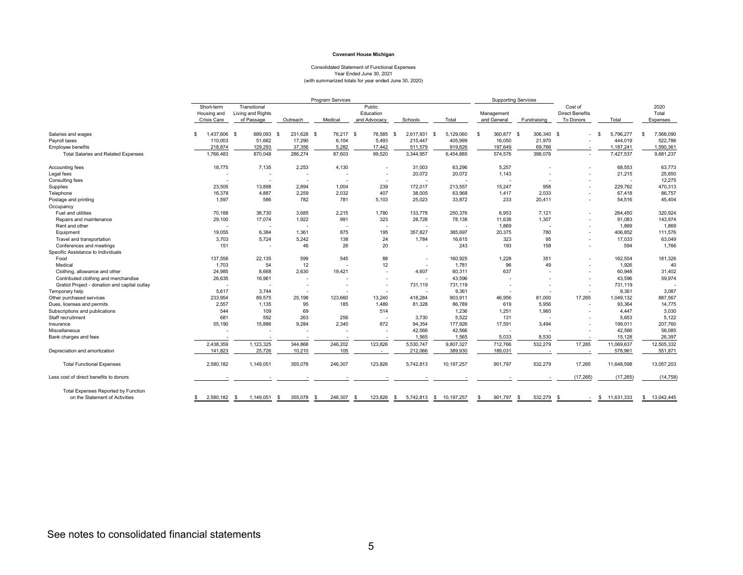**Covenant House Michigan**

Consolidated Statement of Functional Expenses
Year Ended June 30, 2021
(with summarized totals for year ended June 30, 2020)

| | Program Services | | | | | | | Supporting Services | | | | |
|---|---|---|---|---|---|---|---|---|---|---|---|---|
| | Short-term Housing and Crisis Care | Transitional Living and Rights of Passage | Outreach | Medical | Public Education and Advocacy | Schools | Total | Management and General | Fundraising | Cost of Direct Benefits To Donors | Total | 2020 Total Expenses |
| Salaries and wages | $ 1,437,606 | $ 689,093 | $ 231,628 | $ 76,217 | $ 76,585 | $ 2,617,931 | $ 5,129,060 | $ 360,877 | $ 306,340 | $ - | $ 5,796,277 | $ 7,568,090 |
| Payroll taxes | 110,003 | 51,662 | 17,290 | 6,104 | 5,493 | 215,447 | 405,999 | 16,050 | 21,970 | - | 444,019 | 522,786 |
| Employee benefits | 218,874 | 129,293 | 37,356 | 5,282 | 17,442 | 511,579 | 919,826 | 197,649 | 69,766 | - | 1,187,241 | 1,590,361 |
| Total Salaries and Related Expenses | 1,766,483 | 870,048 | 286,274 | 87,603 | 99,520 | 3,344,957 | 6,454,885 | 574,576 | 398,076 | - | 7,427,537 | 9,681,237 |
| Accounting fees | 18,775 | 7,135 | 2,253 | 4,130 | - | 31,003 | 63,296 | 5,257 | - | - | 68,553 | 63,773 |
| Legal fees | - | - | - | - | - | 20,072 | 20,072 | 1,143 | - | - | 21,215 | 25,850 |
| Consulting fees | - | - | - | - | - | - | - | - | - | - | - | 12,275 |
| Supplies | 23,505 | 13,898 | 2,894 | 1,004 | 239 | 172,017 | 213,557 | 15,247 | 958 | - | 229,762 | 470,313 |
| Telephone | 16,378 | 4,887 | 2,259 | 2,032 | 407 | 38,005 | 63,968 | 1,417 | 2,033 | - | 67,418 | 86,757 |
| Postage and printing | 1,597 | 586 | 782 | 781 | 5,103 | 25,023 | 33,872 | 233 | 20,411 | - | 54,516 | 45,404 |
| Occupancy | | | | | | | | | | | | |
| Fuel and utilities | 70,188 | 38,730 | 3,685 | 2,215 | 1,780 | 133,778 | 250,376 | 6,953 | 7,121 | - | 264,450 | 320,924 |
| Repairs and maintenance | 29,100 | 17,074 | 1,922 | 991 | 323 | 28,728 | 78,138 | 11,638 | 1,307 | - | 91,083 | 143,974 |
| Rent and other | - | - | - | - | - | - | - | 1,869 | - | - | 1,869 | 1,869 |
| Equipment | 19,055 | 6,384 | 1,361 | 875 | 195 | 357,827 | 385,697 | 20,375 | 780 | - | 406,852 | 111,576 |
| Travel and transportation | 3,703 | 5,724 | 5,242 | 138 | 24 | 1,784 | 16,615 | 323 | 95 | - | 17,033 | 63,049 |
| Conferences and meetings | 151 | - | 46 | 26 | 20 | - | 243 | 193 | 158 | - | 594 | 1,766 |
| Specific Assistance to Individuals | | | | | | | | | | | | |
| Food | 137,558 | 22,135 | 599 | 545 | 88 | - | 160,925 | 1,228 | 351 | - | 162,504 | 181,326 |
| Medical | 1,703 | 54 | 12 | - | 12 | - | 1,781 | 96 | 49 | - | 1,926 | 40 |
| Clothing, allowance and other | 24,985 | 8,668 | 2,630 | 19,421 | - | 4,607 | 60,311 | 637 | - | - | 60,948 | 31,402 |
| Contributed clothing and merchandise | 26,635 | 16,961 | - | - | - | - | 43,596 | - | - | - | 43,596 | 59,974 |
| Gratiot Project - donation and capital outlay | - | - | - | - | - | 731,119 | 731,119 | - | - | - | 731,119 | - |
| Temporary help | 5,617 | 3,744 | - | - | - | - | 9,361 | - | - | - | 9,361 | 3,087 |
| Other purchased services | 233,954 | 89,575 | 25,198 | 123,660 | 13,240 | 418,284 | 903,911 | 46,956 | 81,000 | 17,265 | 1,049,132 | 887,567 |
| Dues, licenses and permits | 2,557 | 1,135 | 95 | 185 | 1,489 | 81,328 | 86,789 | 619 | 5,956 | - | 93,364 | 14,775 |
| Subscriptions and publications | 544 | 109 | 69 | | 514 | | 1,236 | 1,251 | 1,960 | - | 4,447 | 3,030 |
| Staff recruitment | 681 | 592 | 263 | 256 | - | 3,730 | 5,522 | 131 | - | - | 5,653 | 5,122 |
| Insurance | 55,190 | 15,886 | 9,284 | 2,340 | 872 | 94,354 | 177,926 | 17,591 | 3,494 | - | 199,011 | 207,760 |
| Miscellaneous | - | - | - | - | - | 42,566 | 42,566 | - | - | - | 42,566 | 56,085 |
| Bank charges and fees | - | - | - | - | - | 1,565 | 1,565 | 5,033 | 8,530 | - | 15,128 | 26,397 |
| | 2,438,359 | 1,123,325 | 344,868 | 246,202 | 123,826 | 5,530,747 | 9,807,327 | 712,766 | 532,279 | 17,265 | 11,069,637 | 12,505,332 |
| Depreciation and amortization | 141,823 | 25,726 | 10,210 | 105 | - | 212,066 | 389,930 | 189,031 | - | - | 578,961 | 551,871 |
| Total Functional Expenses | 2,580,182 | 1,149,051 | 355,078 | 246,307 | 123,826 | 5,742,813 | 10,197,257 | 901,797 | 532,279 | 17,265 | 11,648,598 | 13,057,203 |
| Less cost of direct benefits to donors | - | - | - | - | - | - | - | - | - | (17,265) | (17,265) | (14,758) |
| Total Expenses Reported by Function on the Statement of Activities | $ 2,580,182 | $ 1,149,051 | $ 355,078 | $ 246,307 | $ 123,826 | $ 5,742,813 | $ 10,197,257 | $ 901,797 | $ 532,279 | $ - | $ 11,631,333 | $ 13,042,445 |

See notes to consolidated financial statements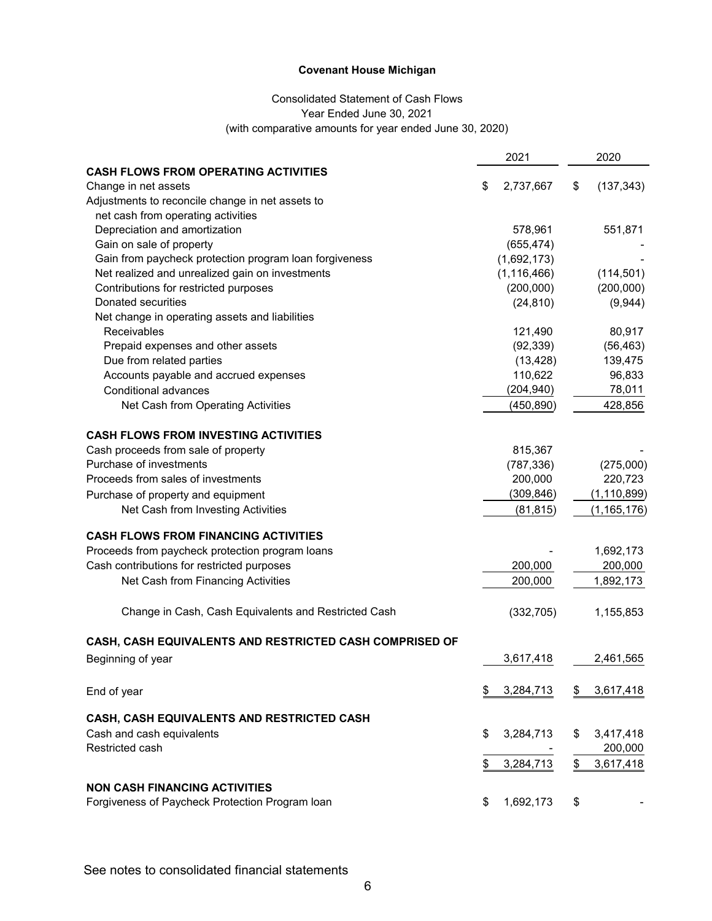**Covenant House Michigan**

Consolidated Statement of Cash Flows
Year Ended June 30, 2021
(with comparative amounts for year ended June 30, 2020)

| | 2021 | 2020 |
|---|---|---|
| **CASH FLOWS FROM OPERATING ACTIVITIES** | | |
| Change in net assets | $ 2,737,667 | $ (137,343) |
| Adjustments to reconcile change in net assets to net cash from operating activities | | |
| Depreciation and amortization | 578,961 | 551,871 |
| Gain on sale of property | (655,474) | - |
| Gain from paycheck protection program loan forgiveness | (1,692,173) | - |
| Net realized and unrealized gain on investments | (1,116,466) | (114,501) |
| Contributions for restricted purposes | (200,000) | (200,000) |
| Donated securities | (24,810) | (9,944) |
| Net change in operating assets and liabilities | | |
| Receivables | 121,490 | 80,917 |
| Prepaid expenses and other assets | (92,339) | (56,463) |
| Due from related parties | (13,428) | 139,475 |
| Accounts payable and accrued expenses | 110,622 | 96,833 |
| Conditional advances | (204,940) | 78,011 |
| Net Cash from Operating Activities | (450,890) | 428,856 |
| **CASH FLOWS FROM INVESTING ACTIVITIES** | | |
| Cash proceeds from sale of property | 815,367 | - |
| Purchase of investments | (787,336) | (275,000) |
| Proceeds from sales of investments | 200,000 | 220,723 |
| Purchase of property and equipment | (309,846) | (1,110,899) |
| Net Cash from Investing Activities | (81,815) | (1,165,176) |
| **CASH FLOWS FROM FINANCING ACTIVITIES** | | |
| Proceeds from paycheck protection program loans | - | 1,692,173 |
| Cash contributions for restricted purposes | 200,000 | 200,000 |
| Net Cash from Financing Activities | 200,000 | 1,892,173 |
| Change in Cash, Cash Equivalents and Restricted Cash | (332,705) | 1,155,853 |
| **CASH, CASH EQUIVALENTS AND RESTRICTED CASH COMPRISED OF** | | |
| Beginning of year | 3,617,418 | 2,461,565 |
| End of year | $ 3,284,713 | $ 3,617,418 |
| **CASH, CASH EQUIVALENTS AND RESTRICTED CASH** | | |
| Cash and cash equivalents | $ 3,284,713 | $ 3,417,418 |
| Restricted cash | - | 200,000 |
| | $ 3,284,713 | $ 3,617,418 |
| **NON CASH FINANCING ACTIVITIES** | | |
| Forgiveness of Paycheck Protection Program loan | $ 1,692,173 | $ - |

See notes to consolidated financial statements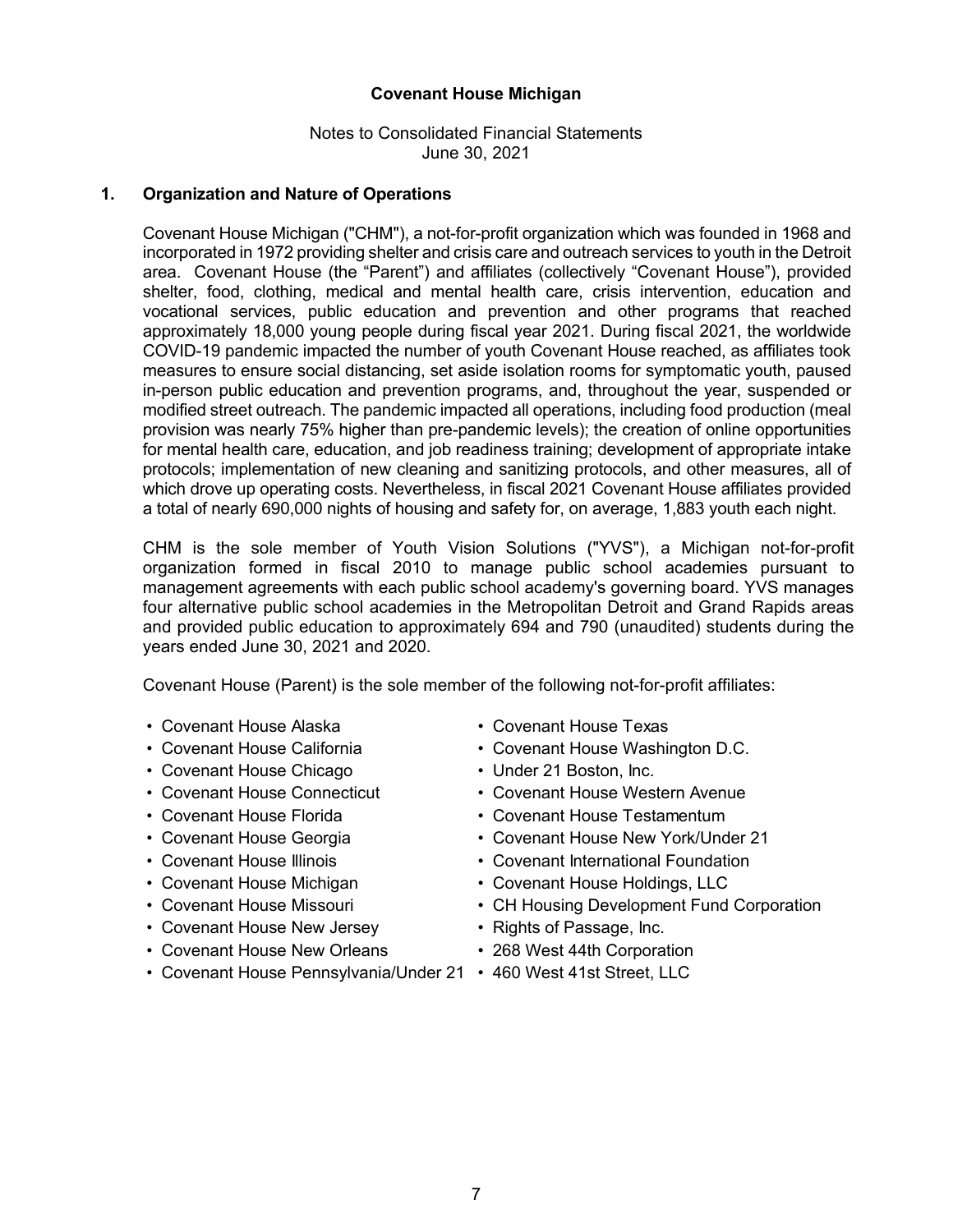**Covenant House Michigan**

Notes to Consolidated Financial Statements
June 30, 2021

## 1. Organization and Nature of Operations

Covenant House Michigan ("CHM"), a not-for-profit organization which was founded in 1968 and incorporated in 1972 providing shelter and crisis care and outreach services to youth in the Detroit area. Covenant House (the "Parent") and affiliates (collectively "Covenant House"), provided shelter, food, clothing, medical and mental health care, crisis intervention, education and vocational services, public education and prevention and other programs that reached approximately 18,000 young people during fiscal year 2021. During fiscal 2021, the worldwide COVID-19 pandemic impacted the number of youth Covenant House reached, as affiliates took measures to ensure social distancing, set aside isolation rooms for symptomatic youth, paused in-person public education and prevention programs, and, throughout the year, suspended or modified street outreach. The pandemic impacted all operations, including food production (meal provision was nearly 75% higher than pre-pandemic levels); the creation of online opportunities for mental health care, education, and job readiness training; development of appropriate intake protocols; implementation of new cleaning and sanitizing protocols, and other measures, all of which drove up operating costs. Nevertheless, in fiscal 2021 Covenant House affiliates provided a total of nearly 690,000 nights of housing and safety for, on average, 1,883 youth each night.

CHM is the sole member of Youth Vision Solutions ("YVS"), a Michigan not-for-profit organization formed in fiscal 2010 to manage public school academies pursuant to management agreements with each public school academy's governing board. YVS manages four alternative public school academies in the Metropolitan Detroit and Grand Rapids areas and provided public education to approximately 694 and 790 (unaudited) students during the years ended June 30, 2021 and 2020.

Covenant House (Parent) is the sole member of the following not-for-profit affiliates:

- Covenant House Alaska
- Covenant House California
- Covenant House Chicago
- Covenant House Connecticut
- Covenant House Florida
- Covenant House Georgia
- Covenant House Illinois
- Covenant House Michigan
- Covenant House Missouri
- Covenant House New Jersey
- Covenant House New Orleans
- Covenant House Pennsylvania/Under 21
- Covenant House Texas
- Covenant House Washington D.C.
- Under 21 Boston, Inc.
- Covenant House Western Avenue
- Covenant House Testamentum
- Covenant House New York/Under 21
- Covenant International Foundation
- Covenant House Holdings, LLC
- CH Housing Development Fund Corporation
- Rights of Passage, Inc.
- 268 West 44th Corporation
- 460 West 41st Street, LLC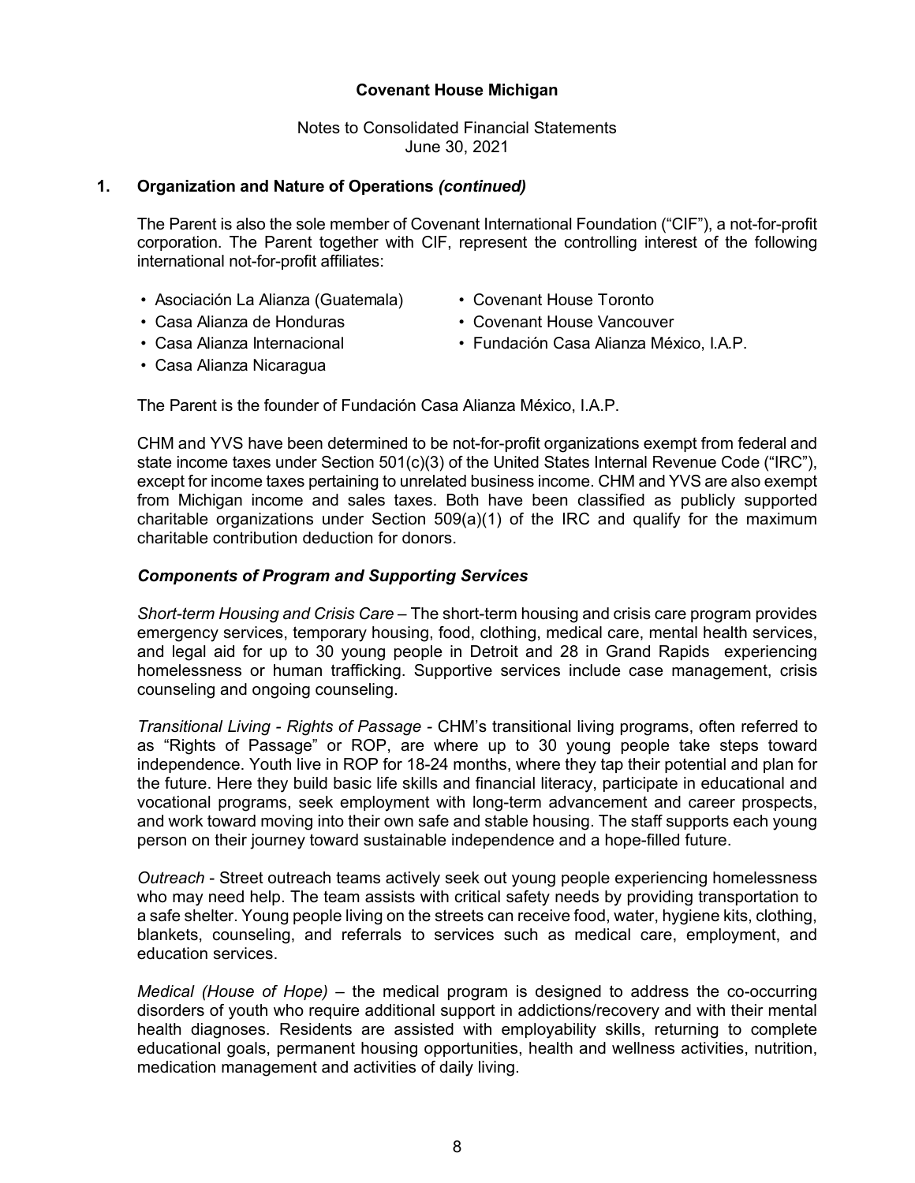# Covenant House Michigan

Notes to Consolidated Financial Statements
June 30, 2021

## 1. Organization and Nature of Operations *(continued)*

The Parent is also the sole member of Covenant International Foundation ("CIF"), a not-for-profit corporation. The Parent together with CIF, represent the controlling interest of the following international not-for-profit affiliates:

- Asociación La Alianza (Guatemala)
- Casa Alianza de Honduras
- Casa Alianza Internacional
- Casa Alianza Nicaragua
- Covenant House Toronto
- Covenant House Vancouver
- Fundación Casa Alianza México, I.A.P.

The Parent is the founder of Fundación Casa Alianza México, I.A.P.

CHM and YVS have been determined to be not-for-profit organizations exempt from federal and state income taxes under Section 501(c)(3) of the United States Internal Revenue Code ("IRC"), except for income taxes pertaining to unrelated business income. CHM and YVS are also exempt from Michigan income and sales taxes. Both have been classified as publicly supported charitable organizations under Section 509(a)(1) of the IRC and qualify for the maximum charitable contribution deduction for donors.

### *Components of Program and Supporting Services*

*Short-term Housing and Crisis Care* – The short-term housing and crisis care program provides emergency services, temporary housing, food, clothing, medical care, mental health services, and legal aid for up to 30 young people in Detroit and 28 in Grand Rapids experiencing homelessness or human trafficking. Supportive services include case management, crisis counseling and ongoing counseling.

*Transitional Living - Rights of Passage* - CHM's transitional living programs, often referred to as "Rights of Passage" or ROP, are where up to 30 young people take steps toward independence. Youth live in ROP for 18-24 months, where they tap their potential and plan for the future. Here they build basic life skills and financial literacy, participate in educational and vocational programs, seek employment with long-term advancement and career prospects, and work toward moving into their own safe and stable housing. The staff supports each young person on their journey toward sustainable independence and a hope-filled future.

*Outreach* - Street outreach teams actively seek out young people experiencing homelessness who may need help. The team assists with critical safety needs by providing transportation to a safe shelter. Young people living on the streets can receive food, water, hygiene kits, clothing, blankets, counseling, and referrals to services such as medical care, employment, and education services.

*Medical (House of Hope)* – the medical program is designed to address the co-occurring disorders of youth who require additional support in addictions/recovery and with their mental health diagnoses. Residents are assisted with employability skills, returning to complete educational goals, permanent housing opportunities, health and wellness activities, nutrition, medication management and activities of daily living.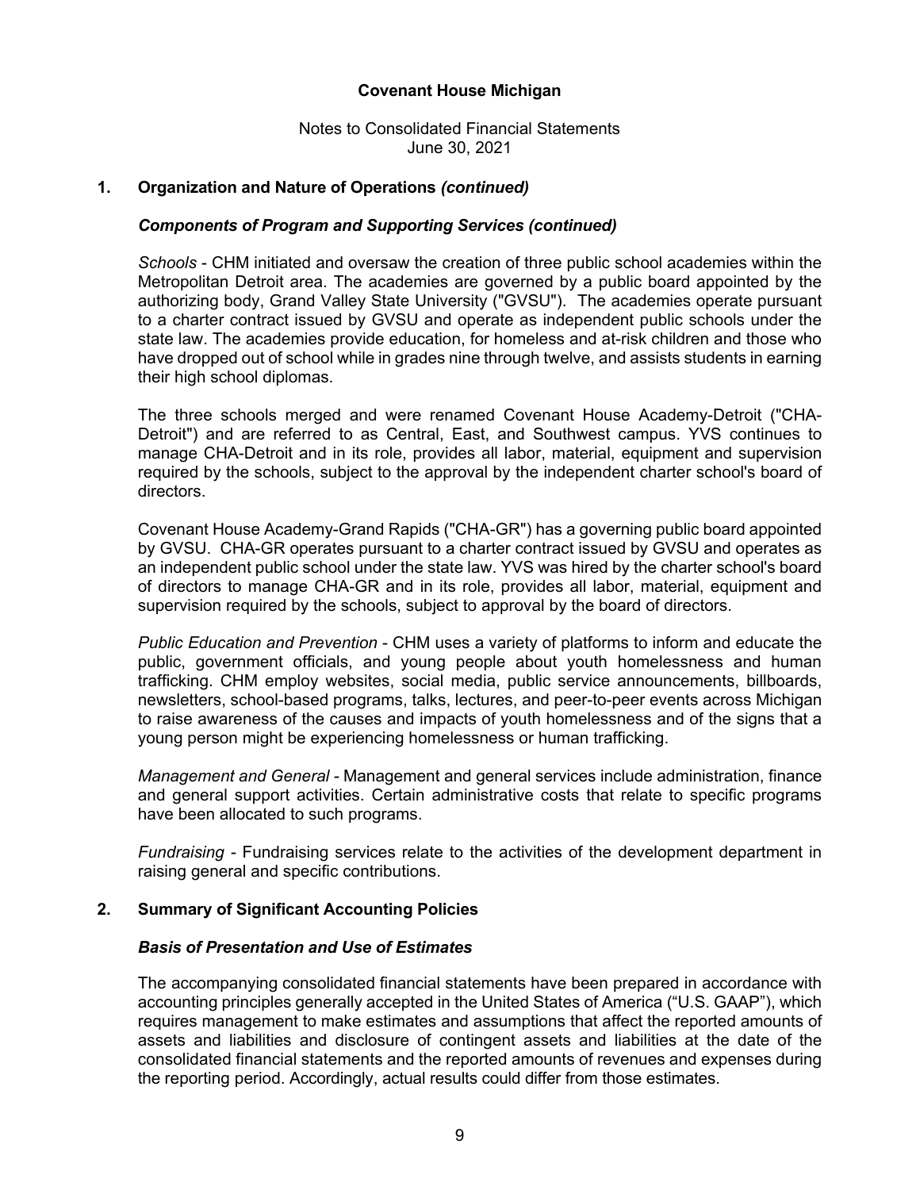**Covenant House Michigan**

Notes to Consolidated Financial Statements
June 30, 2021

## 1. Organization and Nature of Operations *(continued)*

### *Components of Program and Supporting Services (continued)*

*Schools* - CHM initiated and oversaw the creation of three public school academies within the Metropolitan Detroit area. The academies are governed by a public board appointed by the authorizing body, Grand Valley State University ("GVSU"). The academies operate pursuant to a charter contract issued by GVSU and operate as independent public schools under the state law. The academies provide education, for homeless and at-risk children and those who have dropped out of school while in grades nine through twelve, and assists students in earning their high school diplomas.

The three schools merged and were renamed Covenant House Academy-Detroit ("CHA-Detroit") and are referred to as Central, East, and Southwest campus. YVS continues to manage CHA-Detroit and in its role, provides all labor, material, equipment and supervision required by the schools, subject to the approval by the independent charter school's board of directors.

Covenant House Academy-Grand Rapids ("CHA-GR") has a governing public board appointed by GVSU. CHA-GR operates pursuant to a charter contract issued by GVSU and operates as an independent public school under the state law. YVS was hired by the charter school's board of directors to manage CHA-GR and in its role, provides all labor, material, equipment and supervision required by the schools, subject to approval by the board of directors.

*Public Education and Prevention* - CHM uses a variety of platforms to inform and educate the public, government officials, and young people about youth homelessness and human trafficking. CHM employ websites, social media, public service announcements, billboards, newsletters, school-based programs, talks, lectures, and peer-to-peer events across Michigan to raise awareness of the causes and impacts of youth homelessness and of the signs that a young person might be experiencing homelessness or human trafficking.

*Management and General* - Management and general services include administration, finance and general support activities. Certain administrative costs that relate to specific programs have been allocated to such programs.

*Fundraising* - Fundraising services relate to the activities of the development department in raising general and specific contributions.

## 2. Summary of Significant Accounting Policies

### *Basis of Presentation and Use of Estimates*

The accompanying consolidated financial statements have been prepared in accordance with accounting principles generally accepted in the United States of America ("U.S. GAAP"), which requires management to make estimates and assumptions that affect the reported amounts of assets and liabilities and disclosure of contingent assets and liabilities at the date of the consolidated financial statements and the reported amounts of revenues and expenses during the reporting period. Accordingly, actual results could differ from those estimates.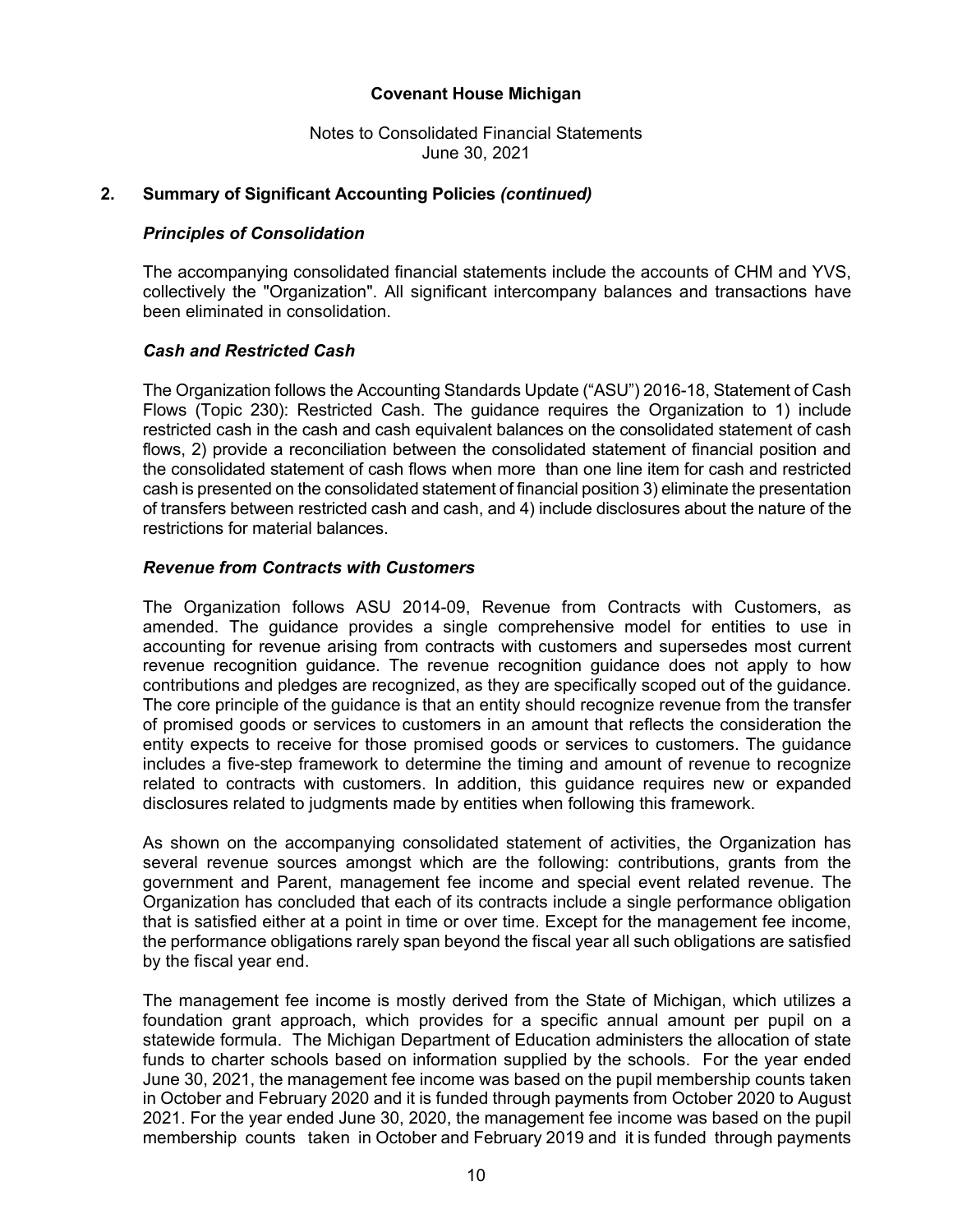**Covenant House Michigan**

Notes to Consolidated Financial Statements
June 30, 2021

## 2. Summary of Significant Accounting Policies *(continued)*

### *Principles of Consolidation*

The accompanying consolidated financial statements include the accounts of CHM and YVS, collectively the "Organization". All significant intercompany balances and transactions have been eliminated in consolidation.

### *Cash and Restricted Cash*

The Organization follows the Accounting Standards Update ("ASU") 2016-18, Statement of Cash Flows (Topic 230): Restricted Cash. The guidance requires the Organization to 1) include restricted cash in the cash and cash equivalent balances on the consolidated statement of cash flows, 2) provide a reconciliation between the consolidated statement of financial position and the consolidated statement of cash flows when more than one line item for cash and restricted cash is presented on the consolidated statement of financial position 3) eliminate the presentation of transfers between restricted cash and cash, and 4) include disclosures about the nature of the restrictions for material balances.

### *Revenue from Contracts with Customers*

The Organization follows ASU 2014-09, Revenue from Contracts with Customers, as amended. The guidance provides a single comprehensive model for entities to use in accounting for revenue arising from contracts with customers and supersedes most current revenue recognition guidance. The revenue recognition guidance does not apply to how contributions and pledges are recognized, as they are specifically scoped out of the guidance. The core principle of the guidance is that an entity should recognize revenue from the transfer of promised goods or services to customers in an amount that reflects the consideration the entity expects to receive for those promised goods or services to customers. The guidance includes a five-step framework to determine the timing and amount of revenue to recognize related to contracts with customers. In addition, this guidance requires new or expanded disclosures related to judgments made by entities when following this framework.

As shown on the accompanying consolidated statement of activities, the Organization has several revenue sources amongst which are the following: contributions, grants from the government and Parent, management fee income and special event related revenue. The Organization has concluded that each of its contracts include a single performance obligation that is satisfied either at a point in time or over time. Except for the management fee income, the performance obligations rarely span beyond the fiscal year all such obligations are satisfied by the fiscal year end.

The management fee income is mostly derived from the State of Michigan, which utilizes a foundation grant approach, which provides for a specific annual amount per pupil on a statewide formula. The Michigan Department of Education administers the allocation of state funds to charter schools based on information supplied by the schools. For the year ended June 30, 2021, the management fee income was based on the pupil membership counts taken in October and February 2020 and it is funded through payments from October 2020 to August 2021. For the year ended June 30, 2020, the management fee income was based on the pupil membership counts taken in October and February 2019 and it is funded through payments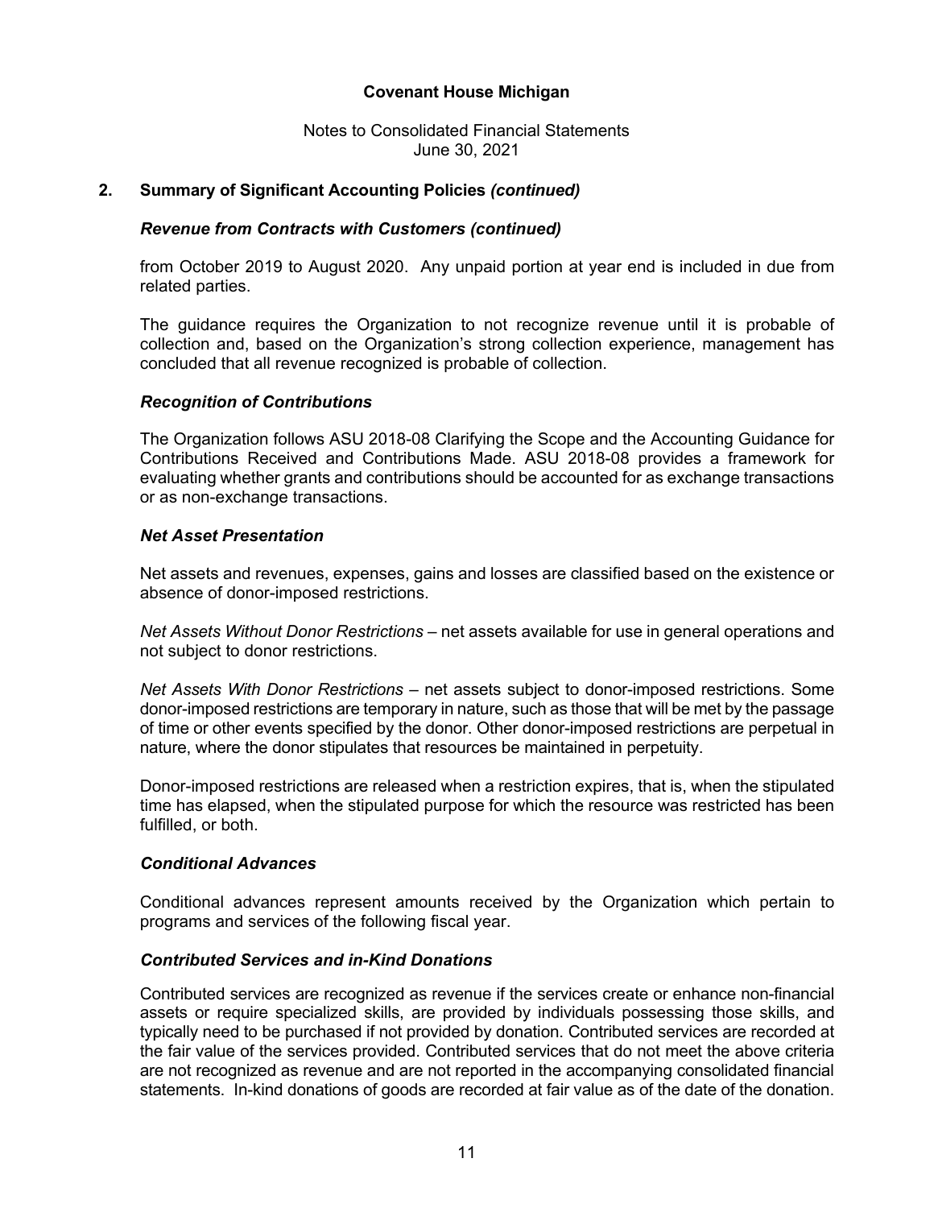## 2. Summary of Significant Accounting Policies *(continued)*

### *Revenue from Contracts with Customers (continued)*

from October 2019 to August 2020. Any unpaid portion at year end is included in due from related parties.

The guidance requires the Organization to not recognize revenue until it is probable of collection and, based on the Organization's strong collection experience, management has concluded that all revenue recognized is probable of collection.

### *Recognition of Contributions*

The Organization follows ASU 2018-08 Clarifying the Scope and the Accounting Guidance for Contributions Received and Contributions Made. ASU 2018-08 provides a framework for evaluating whether grants and contributions should be accounted for as exchange transactions or as non-exchange transactions.

### *Net Asset Presentation*

Net assets and revenues, expenses, gains and losses are classified based on the existence or absence of donor-imposed restrictions.

*Net Assets Without Donor Restrictions* – net assets available for use in general operations and not subject to donor restrictions.

*Net Assets With Donor Restrictions* – net assets subject to donor-imposed restrictions. Some donor-imposed restrictions are temporary in nature, such as those that will be met by the passage of time or other events specified by the donor. Other donor-imposed restrictions are perpetual in nature, where the donor stipulates that resources be maintained in perpetuity.

Donor-imposed restrictions are released when a restriction expires, that is, when the stipulated time has elapsed, when the stipulated purpose for which the resource was restricted has been fulfilled, or both.

### *Conditional Advances*

Conditional advances represent amounts received by the Organization which pertain to programs and services of the following fiscal year.

### *Contributed Services and in-Kind Donations*

Contributed services are recognized as revenue if the services create or enhance non-financial assets or require specialized skills, are provided by individuals possessing those skills, and typically need to be purchased if not provided by donation. Contributed services are recorded at the fair value of the services provided. Contributed services that do not meet the above criteria are not recognized as revenue and are not reported in the accompanying consolidated financial statements. In-kind donations of goods are recorded at fair value as of the date of the donation.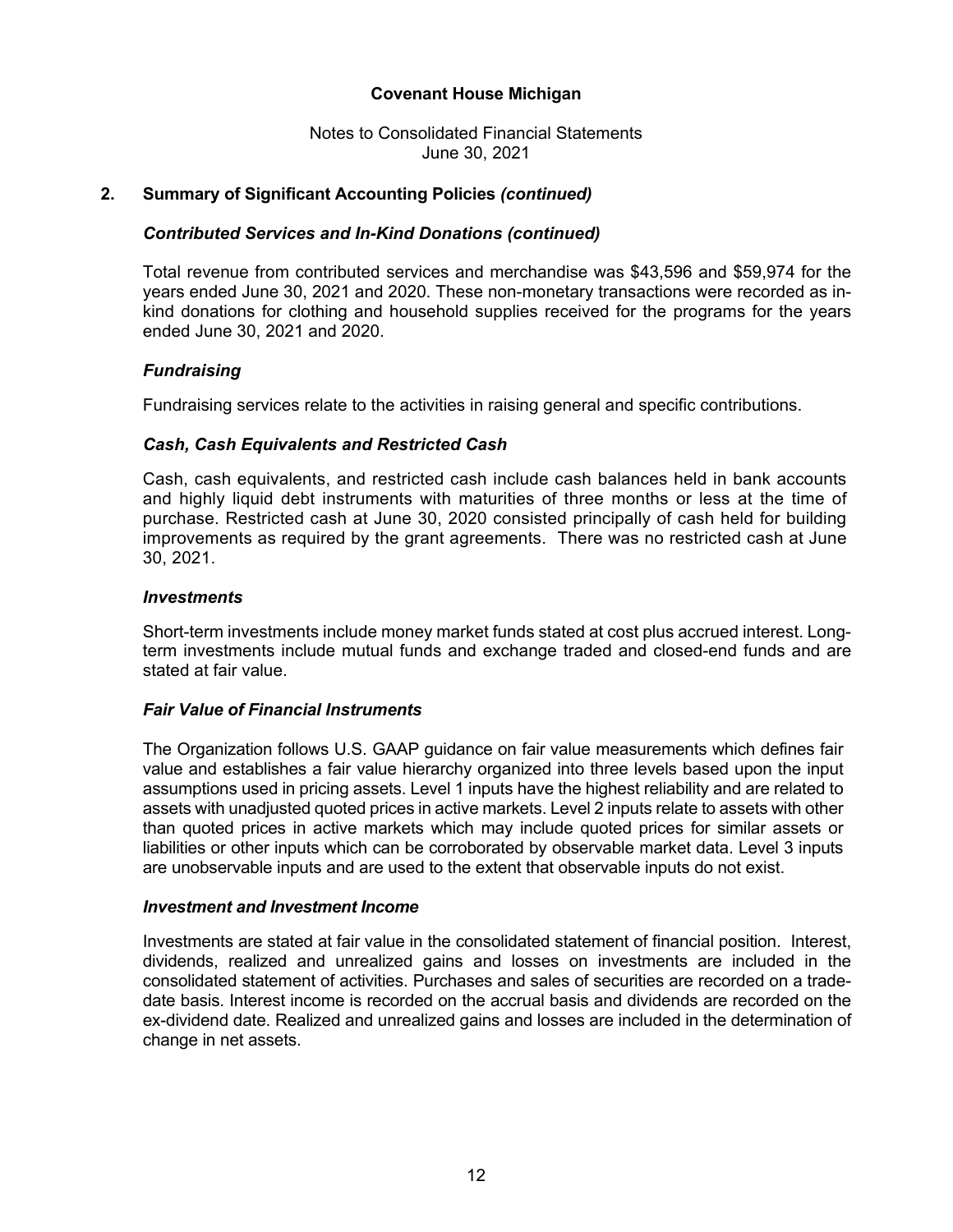# Covenant House Michigan

Notes to Consolidated Financial Statements
June 30, 2021

## 2. Summary of Significant Accounting Policies *(continued)*

### *Contributed Services and In-Kind Donations (continued)*

Total revenue from contributed services and merchandise was $43,596 and $59,974 for the years ended June 30, 2021 and 2020. These non-monetary transactions were recorded as in-kind donations for clothing and household supplies received for the programs for the years ended June 30, 2021 and 2020.

### *Fundraising*

Fundraising services relate to the activities in raising general and specific contributions.

### *Cash, Cash Equivalents and Restricted Cash*

Cash, cash equivalents, and restricted cash include cash balances held in bank accounts and highly liquid debt instruments with maturities of three months or less at the time of purchase. Restricted cash at June 30, 2020 consisted principally of cash held for building improvements as required by the grant agreements. There was no restricted cash at June 30, 2021.

### *Investments*

Short-term investments include money market funds stated at cost plus accrued interest. Long-term investments include mutual funds and exchange traded and closed-end funds and are stated at fair value.

### *Fair Value of Financial Instruments*

The Organization follows U.S. GAAP guidance on fair value measurements which defines fair value and establishes a fair value hierarchy organized into three levels based upon the input assumptions used in pricing assets. Level 1 inputs have the highest reliability and are related to assets with unadjusted quoted prices in active markets. Level 2 inputs relate to assets with other than quoted prices in active markets which may include quoted prices for similar assets or liabilities or other inputs which can be corroborated by observable market data. Level 3 inputs are unobservable inputs and are used to the extent that observable inputs do not exist.

### *Investment and Investment Income*

Investments are stated at fair value in the consolidated statement of financial position. Interest, dividends, realized and unrealized gains and losses on investments are included in the consolidated statement of activities. Purchases and sales of securities are recorded on a trade-date basis. Interest income is recorded on the accrual basis and dividends are recorded on the ex-dividend date. Realized and unrealized gains and losses are included in the determination of change in net assets.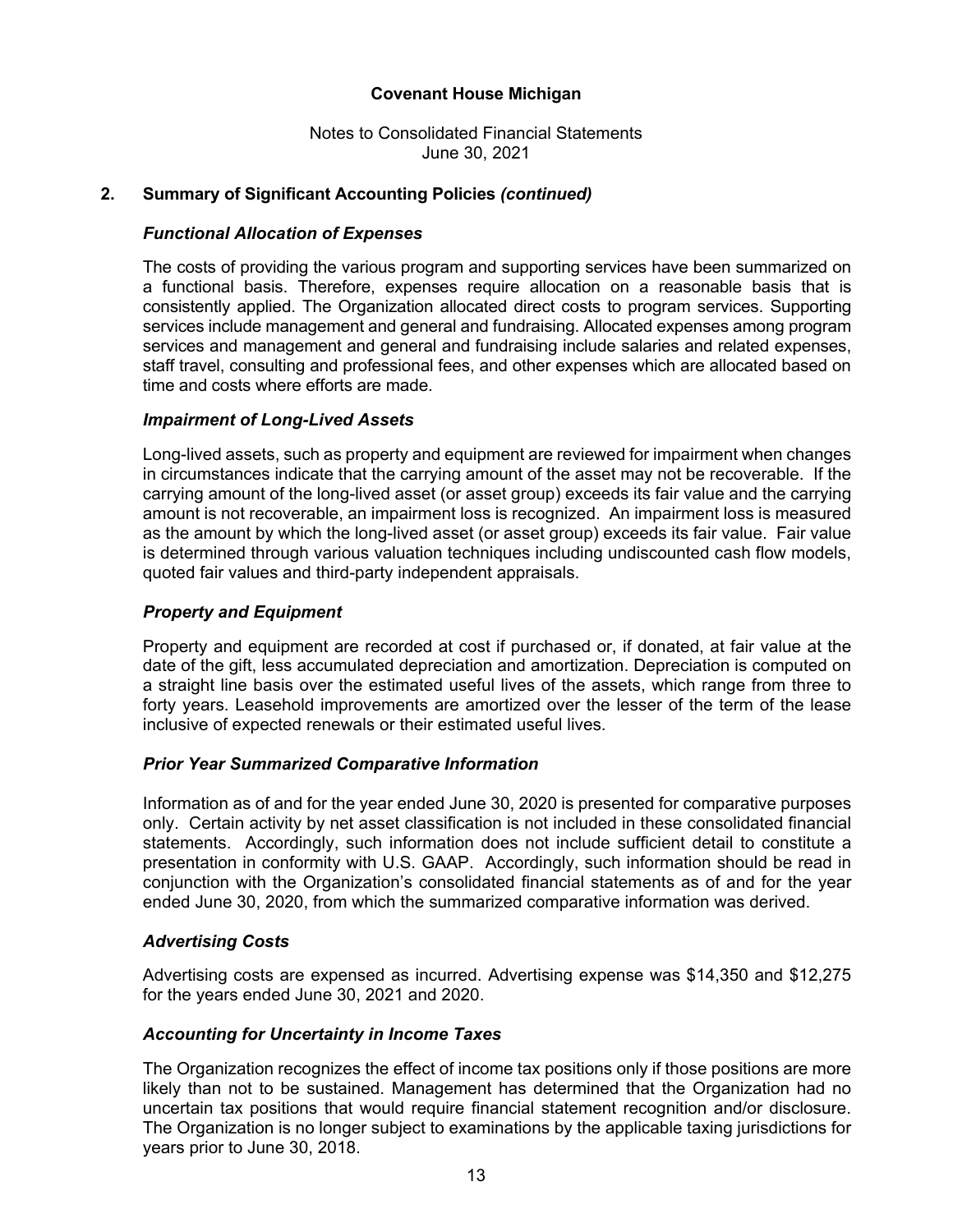# Covenant House Michigan

Notes to Consolidated Financial Statements
June 30, 2021

## 2. Summary of Significant Accounting Policies *(continued)*

### *Functional Allocation of Expenses*

The costs of providing the various program and supporting services have been summarized on a functional basis. Therefore, expenses require allocation on a reasonable basis that is consistently applied. The Organization allocated direct costs to program services. Supporting services include management and general and fundraising. Allocated expenses among program services and management and general and fundraising include salaries and related expenses, staff travel, consulting and professional fees, and other expenses which are allocated based on time and costs where efforts are made.

### *Impairment of Long-Lived Assets*

Long-lived assets, such as property and equipment are reviewed for impairment when changes in circumstances indicate that the carrying amount of the asset may not be recoverable. If the carrying amount of the long-lived asset (or asset group) exceeds its fair value and the carrying amount is not recoverable, an impairment loss is recognized. An impairment loss is measured as the amount by which the long-lived asset (or asset group) exceeds its fair value. Fair value is determined through various valuation techniques including undiscounted cash flow models, quoted fair values and third-party independent appraisals.

### *Property and Equipment*

Property and equipment are recorded at cost if purchased or, if donated, at fair value at the date of the gift, less accumulated depreciation and amortization. Depreciation is computed on a straight line basis over the estimated useful lives of the assets, which range from three to forty years. Leasehold improvements are amortized over the lesser of the term of the lease inclusive of expected renewals or their estimated useful lives.

### *Prior Year Summarized Comparative Information*

Information as of and for the year ended June 30, 2020 is presented for comparative purposes only. Certain activity by net asset classification is not included in these consolidated financial statements. Accordingly, such information does not include sufficient detail to constitute a presentation in conformity with U.S. GAAP. Accordingly, such information should be read in conjunction with the Organization's consolidated financial statements as of and for the year ended June 30, 2020, from which the summarized comparative information was derived.

### *Advertising Costs*

Advertising costs are expensed as incurred. Advertising expense was $14,350 and $12,275 for the years ended June 30, 2021 and 2020.

### *Accounting for Uncertainty in Income Taxes*

The Organization recognizes the effect of income tax positions only if those positions are more likely than not to be sustained. Management has determined that the Organization had no uncertain tax positions that would require financial statement recognition and/or disclosure. The Organization is no longer subject to examinations by the applicable taxing jurisdictions for years prior to June 30, 2018.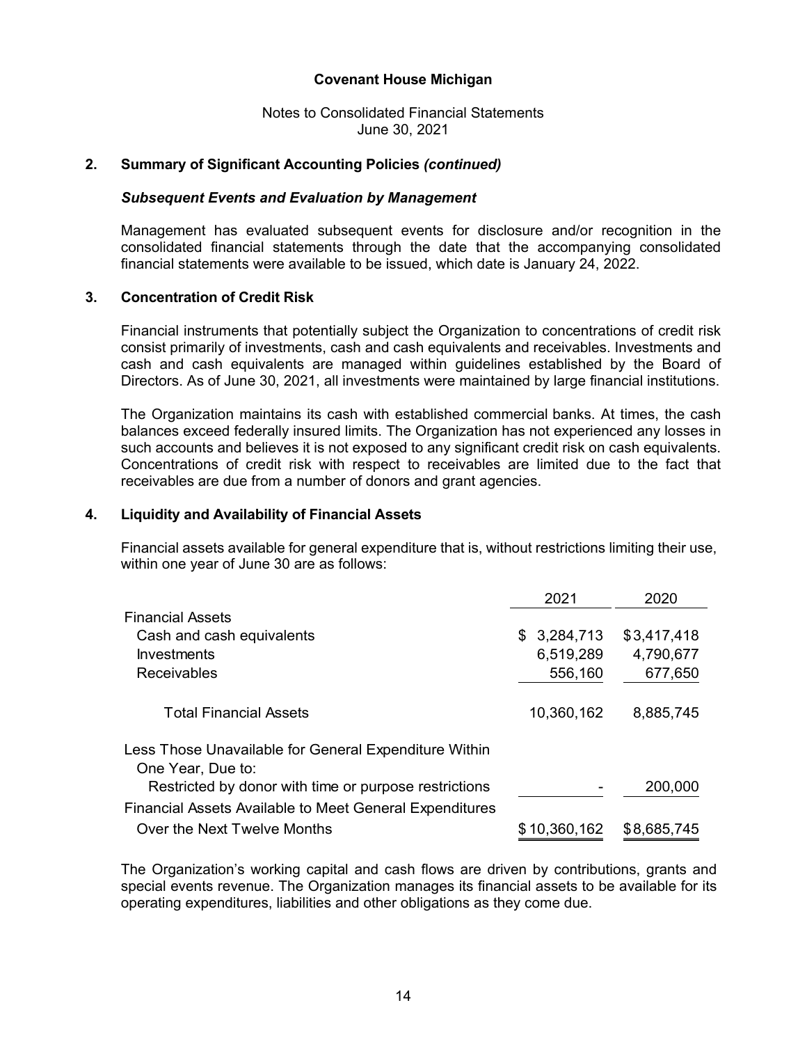Covenant House Michigan

Notes to Consolidated Financial Statements
June 30, 2021

## 2. Summary of Significant Accounting Policies *(continued)*

### *Subsequent Events and Evaluation by Management*

Management has evaluated subsequent events for disclosure and/or recognition in the consolidated financial statements through the date that the accompanying consolidated financial statements were available to be issued, which date is January 24, 2022.

## 3. Concentration of Credit Risk

Financial instruments that potentially subject the Organization to concentrations of credit risk consist primarily of investments, cash and cash equivalents and receivables. Investments and cash and cash equivalents are managed within guidelines established by the Board of Directors. As of June 30, 2021, all investments were maintained by large financial institutions.

The Organization maintains its cash with established commercial banks. At times, the cash balances exceed federally insured limits. The Organization has not experienced any losses in such accounts and believes it is not exposed to any significant credit risk on cash equivalents. Concentrations of credit risk with respect to receivables are limited due to the fact that receivables are due from a number of donors and grant agencies.

## 4. Liquidity and Availability of Financial Assets

Financial assets available for general expenditure that is, without restrictions limiting their use, within one year of June 30 are as follows:

| | 2021 | 2020 |
|---|---|---|
| Financial Assets | | |
| Cash and cash equivalents | $ 3,284,713 | $3,417,418 |
| Investments | 6,519,289 | 4,790,677 |
| Receivables | 556,160 | 677,650 |
| Total Financial Assets | 10,360,162 | 8,885,745 |
| Less Those Unavailable for General Expenditure Within One Year, Due to: | | |
| Restricted by donor with time or purpose restrictions | - | 200,000 |
| Financial Assets Available to Meet General Expenditures Over the Next Twelve Months | $ 10,360,162 | $8,685,745 |

The Organization's working capital and cash flows are driven by contributions, grants and special events revenue. The Organization manages its financial assets to be available for its operating expenditures, liabilities and other obligations as they come due.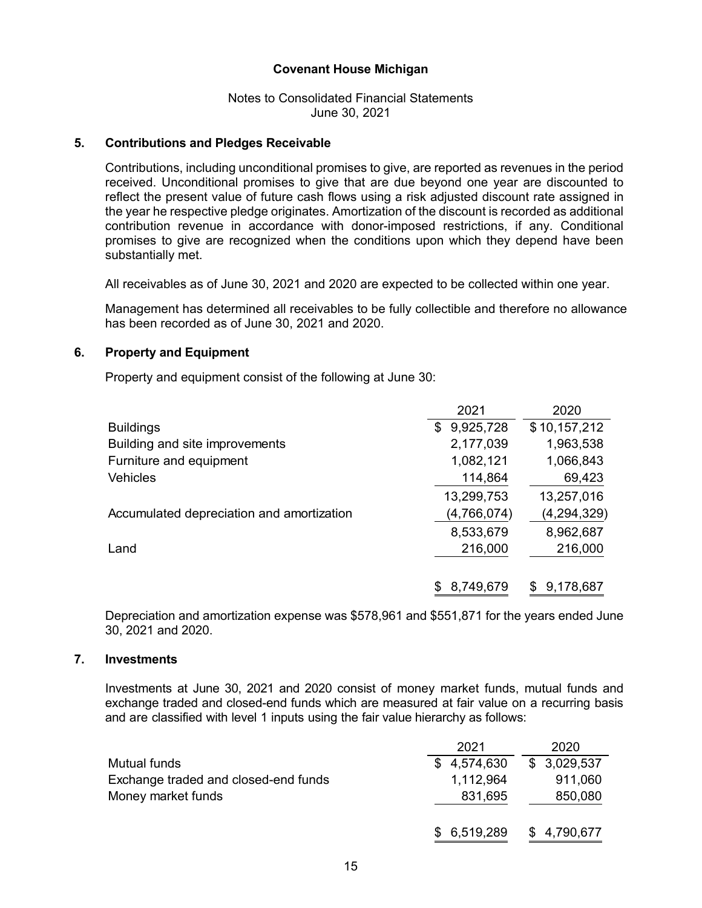**Covenant House Michigan**

Notes to Consolidated Financial Statements
June 30, 2021

## 5. Contributions and Pledges Receivable

Contributions, including unconditional promises to give, are reported as revenues in the period received. Unconditional promises to give that are due beyond one year are discounted to reflect the present value of future cash flows using a risk adjusted discount rate assigned in the year he respective pledge originates. Amortization of the discount is recorded as additional contribution revenue in accordance with donor-imposed restrictions, if any. Conditional promises to give are recognized when the conditions upon which they depend have been substantially met.

All receivables as of June 30, 2021 and 2020 are expected to be collected within one year.

Management has determined all receivables to be fully collectible and therefore no allowance has been recorded as of June 30, 2021 and 2020.

## 6. Property and Equipment

Property and equipment consist of the following at June 30:

| | 2021 | 2020 |
|---|---|---|
| Buildings | $ 9,925,728 | $ 10,157,212 |
| Building and site improvements | 2,177,039 | 1,963,538 |
| Furniture and equipment | 1,082,121 | 1,066,843 |
| Vehicles | 114,864 | 69,423 |
| | 13,299,753 | 13,257,016 |
| Accumulated depreciation and amortization | (4,766,074) | (4,294,329) |
| | 8,533,679 | 8,962,687 |
| Land | 216,000 | 216,000 |
| | $ 8,749,679 | $ 9,178,687 |

Depreciation and amortization expense was $578,961 and $551,871 for the years ended June 30, 2021 and 2020.

## 7. Investments

Investments at June 30, 2021 and 2020 consist of money market funds, mutual funds and exchange traded and closed-end funds which are measured at fair value on a recurring basis and are classified with level 1 inputs using the fair value hierarchy as follows:

| | 2021 | 2020 |
|---|---|---|
| Mutual funds | $ 4,574,630 | $ 3,029,537 |
| Exchange traded and closed-end funds | 1,112,964 | 911,060 |
| Money market funds | 831,695 | 850,080 |
| | $ 6,519,289 | $ 4,790,677 |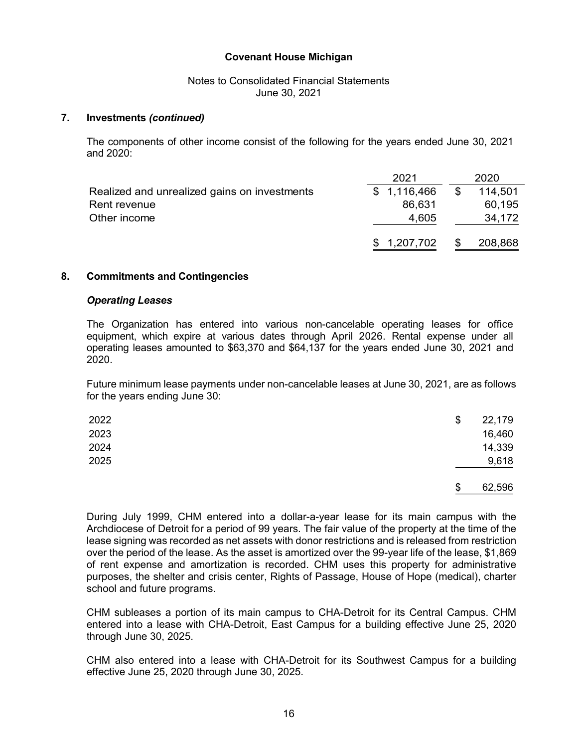Covenant House Michigan

Notes to Consolidated Financial Statements
June 30, 2021

## 7. Investments *(continued)*

The components of other income consist of the following for the years ended June 30, 2021 and 2020:

| | 2021 | 2020 |
|---|---|---|
| Realized and unrealized gains on investments | $ 1,116,466 | $ 114,501 |
| Rent revenue | 86,631 | 60,195 |
| Other income | 4,605 | 34,172 |
| | $ 1,207,702 | $ 208,868 |

## 8. Commitments and Contingencies

### *Operating Leases*

The Organization has entered into various non-cancelable operating leases for office equipment, which expire at various dates through April 2026. Rental expense under all operating leases amounted to $63,370 and $64,137 for the years ended June 30, 2021 and 2020.

Future minimum lease payments under non-cancelable leases at June 30, 2021, are as follows for the years ending June 30:

| | |
|---|---|
| 2022 | $ 22,179 |
| 2023 | 16,460 |
| 2024 | 14,339 |
| 2025 | 9,618 |
| | $ 62,596 |

During July 1999, CHM entered into a dollar-a-year lease for its main campus with the Archdiocese of Detroit for a period of 99 years. The fair value of the property at the time of the lease signing was recorded as net assets with donor restrictions and is released from restriction over the period of the lease. As the asset is amortized over the 99-year life of the lease, $1,869 of rent expense and amortization is recorded. CHM uses this property for administrative purposes, the shelter and crisis center, Rights of Passage, House of Hope (medical), charter school and future programs.

CHM subleases a portion of its main campus to CHA-Detroit for its Central Campus. CHM entered into a lease with CHA-Detroit, East Campus for a building effective June 25, 2020 through June 30, 2025.

CHM also entered into a lease with CHA-Detroit for its Southwest Campus for a building effective June 25, 2020 through June 30, 2025.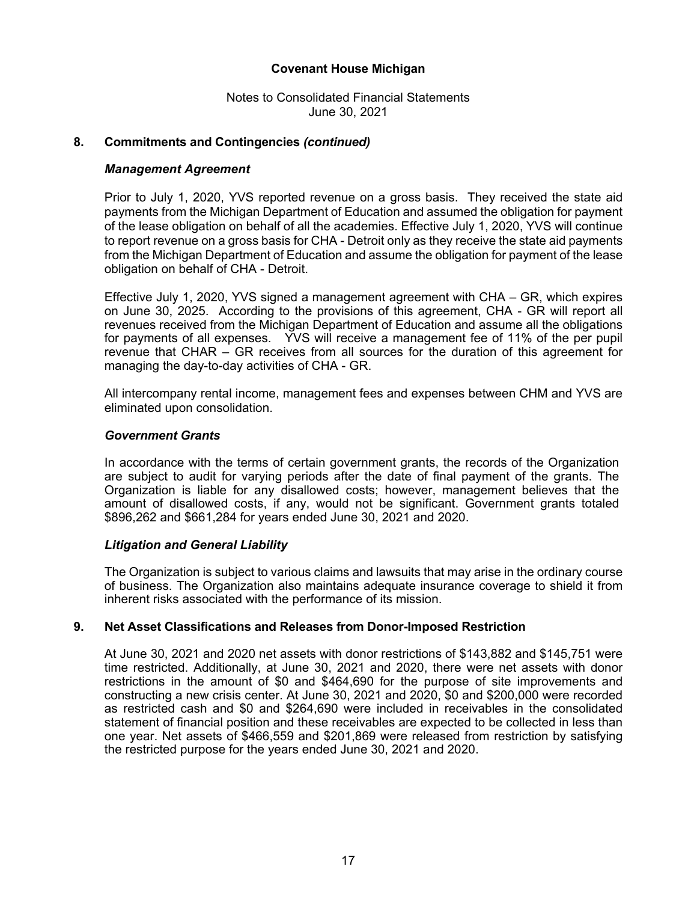**Covenant House Michigan**

Notes to Consolidated Financial Statements
June 30, 2021

## 8. Commitments and Contingencies *(continued)*

### *Management Agreement*

Prior to July 1, 2020, YVS reported revenue on a gross basis. They received the state aid payments from the Michigan Department of Education and assumed the obligation for payment of the lease obligation on behalf of all the academies. Effective July 1, 2020, YVS will continue to report revenue on a gross basis for CHA - Detroit only as they receive the state aid payments from the Michigan Department of Education and assume the obligation for payment of the lease obligation on behalf of CHA - Detroit.

Effective July 1, 2020, YVS signed a management agreement with CHA – GR, which expires on June 30, 2025. According to the provisions of this agreement, CHA - GR will report all revenues received from the Michigan Department of Education and assume all the obligations for payments of all expenses. YVS will receive a management fee of 11% of the per pupil revenue that CHAR – GR receives from all sources for the duration of this agreement for managing the day-to-day activities of CHA - GR.

All intercompany rental income, management fees and expenses between CHM and YVS are eliminated upon consolidation.

### *Government Grants*

In accordance with the terms of certain government grants, the records of the Organization are subject to audit for varying periods after the date of final payment of the grants. The Organization is liable for any disallowed costs; however, management believes that the amount of disallowed costs, if any, would not be significant. Government grants totaled $896,262 and $661,284 for years ended June 30, 2021 and 2020.

### *Litigation and General Liability*

The Organization is subject to various claims and lawsuits that may arise in the ordinary course of business. The Organization also maintains adequate insurance coverage to shield it from inherent risks associated with the performance of its mission.

## 9. Net Asset Classifications and Releases from Donor-Imposed Restriction

At June 30, 2021 and 2020 net assets with donor restrictions of $143,882 and $145,751 were time restricted. Additionally, at June 30, 2021 and 2020, there were net assets with donor restrictions in the amount of $0 and $464,690 for the purpose of site improvements and constructing a new crisis center. At June 30, 2021 and 2020, $0 and $200,000 were recorded as restricted cash and $0 and $264,690 were included in receivables in the consolidated statement of financial position and these receivables are expected to be collected in less than one year. Net assets of $466,559 and $201,869 were released from restriction by satisfying the restricted purpose for the years ended June 30, 2021 and 2020.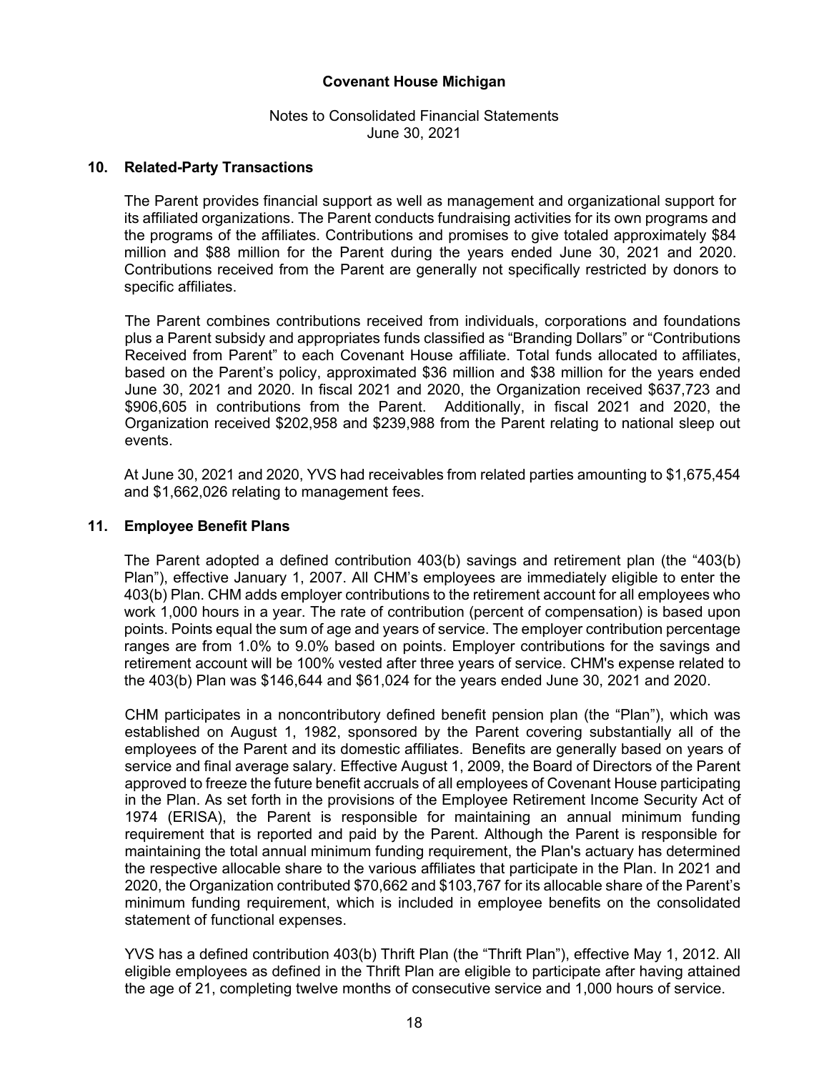## 10. Related-Party Transactions

The Parent provides financial support as well as management and organizational support for its affiliated organizations. The Parent conducts fundraising activities for its own programs and the programs of the affiliates. Contributions and promises to give totaled approximately $84 million and $88 million for the Parent during the years ended June 30, 2021 and 2020. Contributions received from the Parent are generally not specifically restricted by donors to specific affiliates.

The Parent combines contributions received from individuals, corporations and foundations plus a Parent subsidy and appropriates funds classified as "Branding Dollars" or "Contributions Received from Parent" to each Covenant House affiliate. Total funds allocated to affiliates, based on the Parent's policy, approximated $36 million and $38 million for the years ended June 30, 2021 and 2020. In fiscal 2021 and 2020, the Organization received $637,723 and $906,605 in contributions from the Parent. Additionally, in fiscal 2021 and 2020, the Organization received $202,958 and $239,988 from the Parent relating to national sleep out events.

At June 30, 2021 and 2020, YVS had receivables from related parties amounting to $1,675,454 and $1,662,026 relating to management fees.

## 11. Employee Benefit Plans

The Parent adopted a defined contribution 403(b) savings and retirement plan (the "403(b) Plan"), effective January 1, 2007. All CHM's employees are immediately eligible to enter the 403(b) Plan. CHM adds employer contributions to the retirement account for all employees who work 1,000 hours in a year. The rate of contribution (percent of compensation) is based upon points. Points equal the sum of age and years of service. The employer contribution percentage ranges are from 1.0% to 9.0% based on points. Employer contributions for the savings and retirement account will be 100% vested after three years of service. CHM's expense related to the 403(b) Plan was $146,644 and $61,024 for the years ended June 30, 2021 and 2020.

CHM participates in a noncontributory defined benefit pension plan (the "Plan"), which was established on August 1, 1982, sponsored by the Parent covering substantially all of the employees of the Parent and its domestic affiliates. Benefits are generally based on years of service and final average salary. Effective August 1, 2009, the Board of Directors of the Parent approved to freeze the future benefit accruals of all employees of Covenant House participating in the Plan. As set forth in the provisions of the Employee Retirement Income Security Act of 1974 (ERISA), the Parent is responsible for maintaining an annual minimum funding requirement that is reported and paid by the Parent. Although the Parent is responsible for maintaining the total annual minimum funding requirement, the Plan's actuary has determined the respective allocable share to the various affiliates that participate in the Plan. In 2021 and 2020, the Organization contributed $70,662 and $103,767 for its allocable share of the Parent's minimum funding requirement, which is included in employee benefits on the consolidated statement of functional expenses.

YVS has a defined contribution 403(b) Thrift Plan (the "Thrift Plan"), effective May 1, 2012. All eligible employees as defined in the Thrift Plan are eligible to participate after having attained the age of 21, completing twelve months of consecutive service and 1,000 hours of service.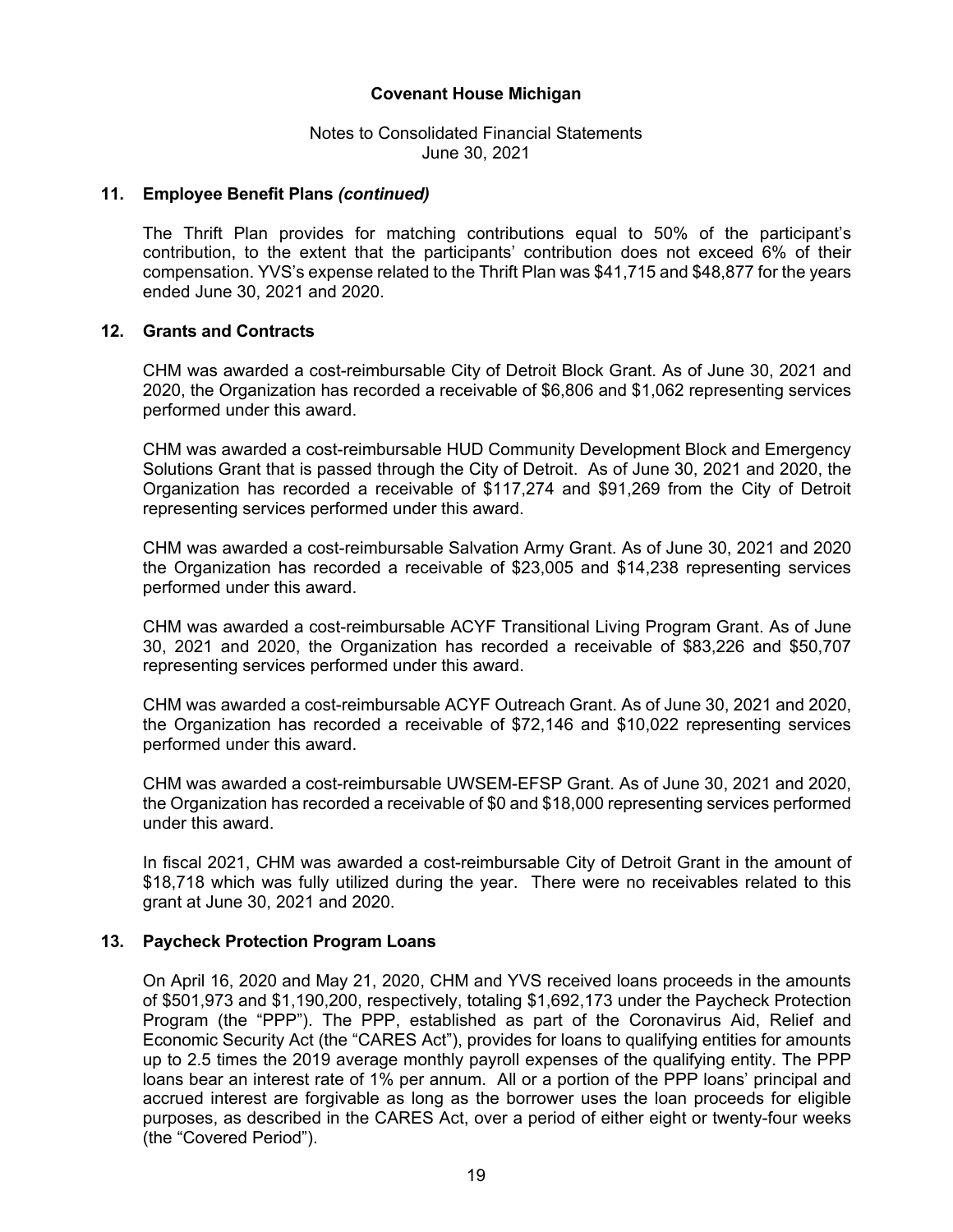**Covenant House Michigan**

Notes to Consolidated Financial Statements
June 30, 2021

## 11. Employee Benefit Plans *(continued)*

The Thrift Plan provides for matching contributions equal to 50% of the participant's contribution, to the extent that the participants' contribution does not exceed 6% of their compensation. YVS's expense related to the Thrift Plan was $41,715 and $48,877 for the years ended June 30, 2021 and 2020.

## 12. Grants and Contracts

CHM was awarded a cost-reimbursable City of Detroit Block Grant. As of June 30, 2021 and 2020, the Organization has recorded a receivable of $6,806 and $1,062 representing services performed under this award.

CHM was awarded a cost-reimbursable HUD Community Development Block and Emergency Solutions Grant that is passed through the City of Detroit. As of June 30, 2021 and 2020, the Organization has recorded a receivable of $117,274 and $91,269 from the City of Detroit representing services performed under this award.

CHM was awarded a cost-reimbursable Salvation Army Grant. As of June 30, 2021 and 2020 the Organization has recorded a receivable of $23,005 and $14,238 representing services performed under this award.

CHM was awarded a cost-reimbursable ACYF Transitional Living Program Grant. As of June 30, 2021 and 2020, the Organization has recorded a receivable of $83,226 and $50,707 representing services performed under this award.

CHM was awarded a cost-reimbursable ACYF Outreach Grant. As of June 30, 2021 and 2020, the Organization has recorded a receivable of $72,146 and $10,022 representing services performed under this award.

CHM was awarded a cost-reimbursable UWSEM-EFSP Grant. As of June 30, 2021 and 2020, the Organization has recorded a receivable of $0 and $18,000 representing services performed under this award.

In fiscal 2021, CHM was awarded a cost-reimbursable City of Detroit Grant in the amount of $18,718 which was fully utilized during the year. There were no receivables related to this grant at June 30, 2021 and 2020.

## 13. Paycheck Protection Program Loans

On April 16, 2020 and May 21, 2020, CHM and YVS received loans proceeds in the amounts of $501,973 and $1,190,200, respectively, totaling $1,692,173 under the Paycheck Protection Program (the "PPP"). The PPP, established as part of the Coronavirus Aid, Relief and Economic Security Act (the "CARES Act"), provides for loans to qualifying entities for amounts up to 2.5 times the 2019 average monthly payroll expenses of the qualifying entity. The PPP loans bear an interest rate of 1% per annum. All or a portion of the PPP loans' principal and accrued interest are forgivable as long as the borrower uses the loan proceeds for eligible purposes, as described in the CARES Act, over a period of either eight or twenty-four weeks (the "Covered Period").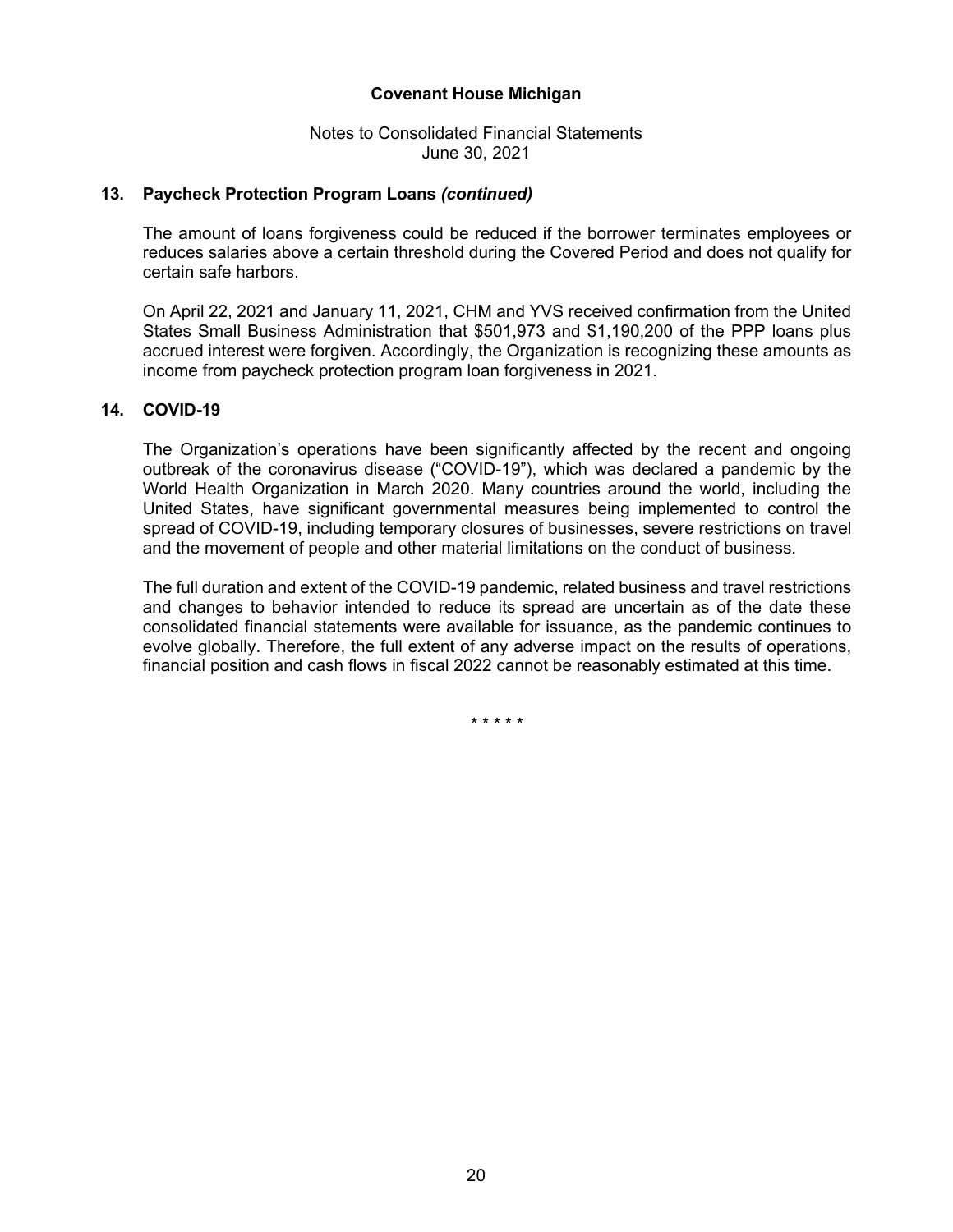## 13. Paycheck Protection Program Loans *(continued)*

The amount of loans forgiveness could be reduced if the borrower terminates employees or reduces salaries above a certain threshold during the Covered Period and does not qualify for certain safe harbors.

On April 22, 2021 and January 11, 2021, CHM and YVS received confirmation from the United States Small Business Administration that $501,973 and $1,190,200 of the PPP loans plus accrued interest were forgiven. Accordingly, the Organization is recognizing these amounts as income from paycheck protection program loan forgiveness in 2021.

## 14. COVID-19

The Organization's operations have been significantly affected by the recent and ongoing outbreak of the coronavirus disease ("COVID-19"), which was declared a pandemic by the World Health Organization in March 2020. Many countries around the world, including the United States, have significant governmental measures being implemented to control the spread of COVID-19, including temporary closures of businesses, severe restrictions on travel and the movement of people and other material limitations on the conduct of business.

The full duration and extent of the COVID-19 pandemic, related business and travel restrictions and changes to behavior intended to reduce its spread are uncertain as of the date these consolidated financial statements were available for issuance, as the pandemic continues to evolve globally. Therefore, the full extent of any adverse impact on the results of operations, financial position and cash flows in fiscal 2022 cannot be reasonably estimated at this time.

\* \* \* \* \*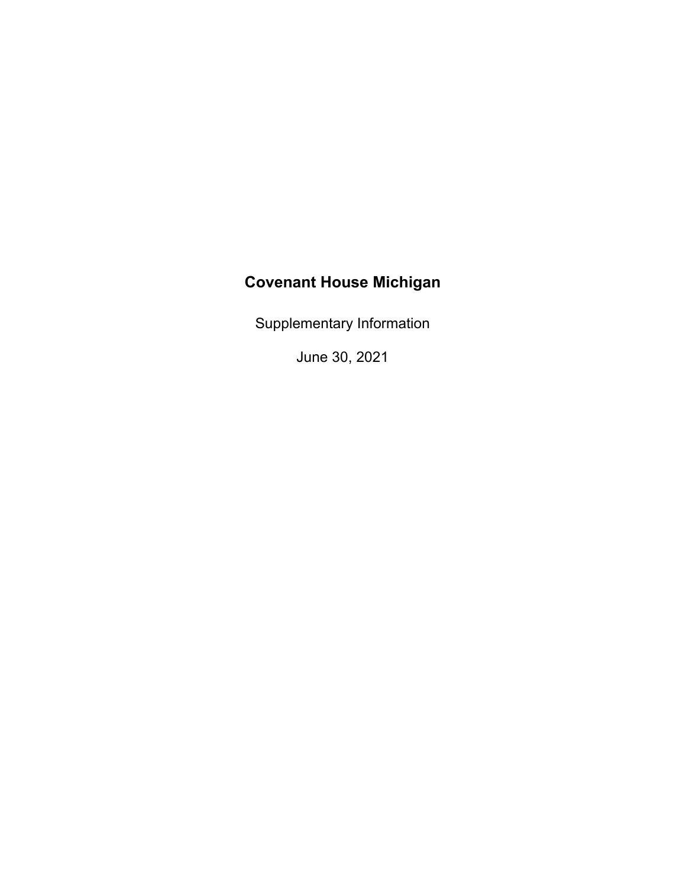# Covenant House Michigan

Supplementary Information

June 30, 2021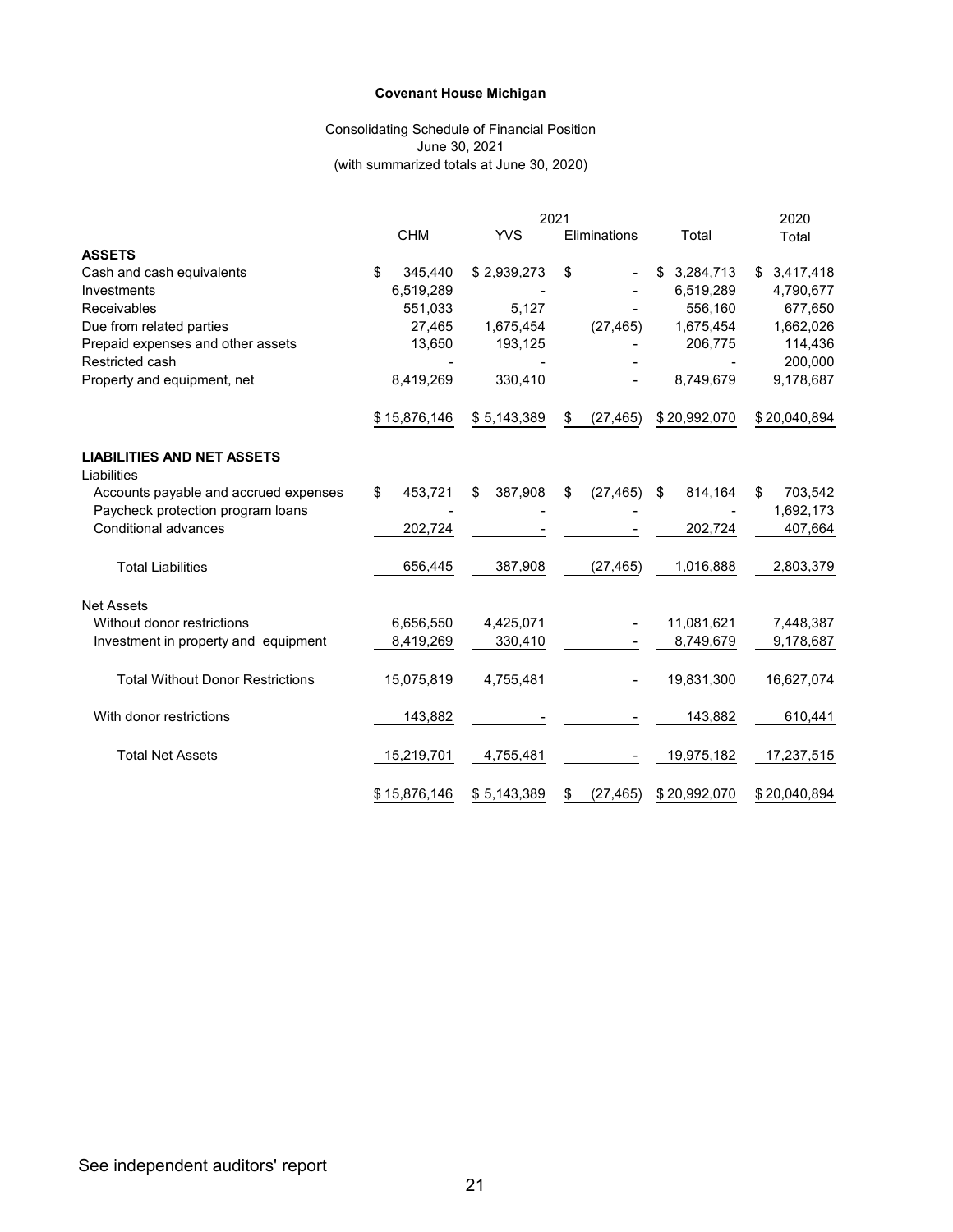**Covenant House Michigan**

Consolidating Schedule of Financial Position
June 30, 2021
(with summarized totals at June 30, 2020)

| | 2021 | | | | 2020 |
|---|---|---|---|---|---|
| | CHM | YVS | Eliminations | Total | Total |
| **ASSETS** | | | | | |
| Cash and cash equivalents | $ 345,440 | $ 2,939,273 | $ - | $ 3,284,713 | $ 3,417,418 |
| Investments | 6,519,289 | - | - | 6,519,289 | 4,790,677 |
| Receivables | 551,033 | 5,127 | - | 556,160 | 677,650 |
| Due from related parties | 27,465 | 1,675,454 | (27,465) | 1,675,454 | 1,662,026 |
| Prepaid expenses and other assets | 13,650 | 193,125 | - | 206,775 | 114,436 |
| Restricted cash | - | - | - | - | 200,000 |
| Property and equipment, net | 8,419,269 | 330,410 | - | 8,749,679 | 9,178,687 |
| | $ 15,876,146 | $ 5,143,389 | $ (27,465) | $ 20,992,070 | $ 20,040,894 |
| **LIABILITIES AND NET ASSETS** | | | | | |
| Liabilities | | | | | |
| Accounts payable and accrued expenses | $ 453,721 | $ 387,908 | $ (27,465) | $ 814,164 | $ 703,542 |
| Paycheck protection program loans | - | - | - | - | 1,692,173 |
| Conditional advances | 202,724 | - | - | 202,724 | 407,664 |
| Total Liabilities | 656,445 | 387,908 | (27,465) | 1,016,888 | 2,803,379 |
| Net Assets | | | | | |
| Without donor restrictions | 6,656,550 | 4,425,071 | - | 11,081,621 | 7,448,387 |
| Investment in property and equipment | 8,419,269 | 330,410 | - | 8,749,679 | 9,178,687 |
| Total Without Donor Restrictions | 15,075,819 | 4,755,481 | - | 19,831,300 | 16,627,074 |
| With donor restrictions | 143,882 | - | - | 143,882 | 610,441 |
| Total Net Assets | 15,219,701 | 4,755,481 | - | 19,975,182 | 17,237,515 |
| | $ 15,876,146 | $ 5,143,389 | $ (27,465) | $ 20,992,070 | $ 20,040,894 |

See independent auditors' report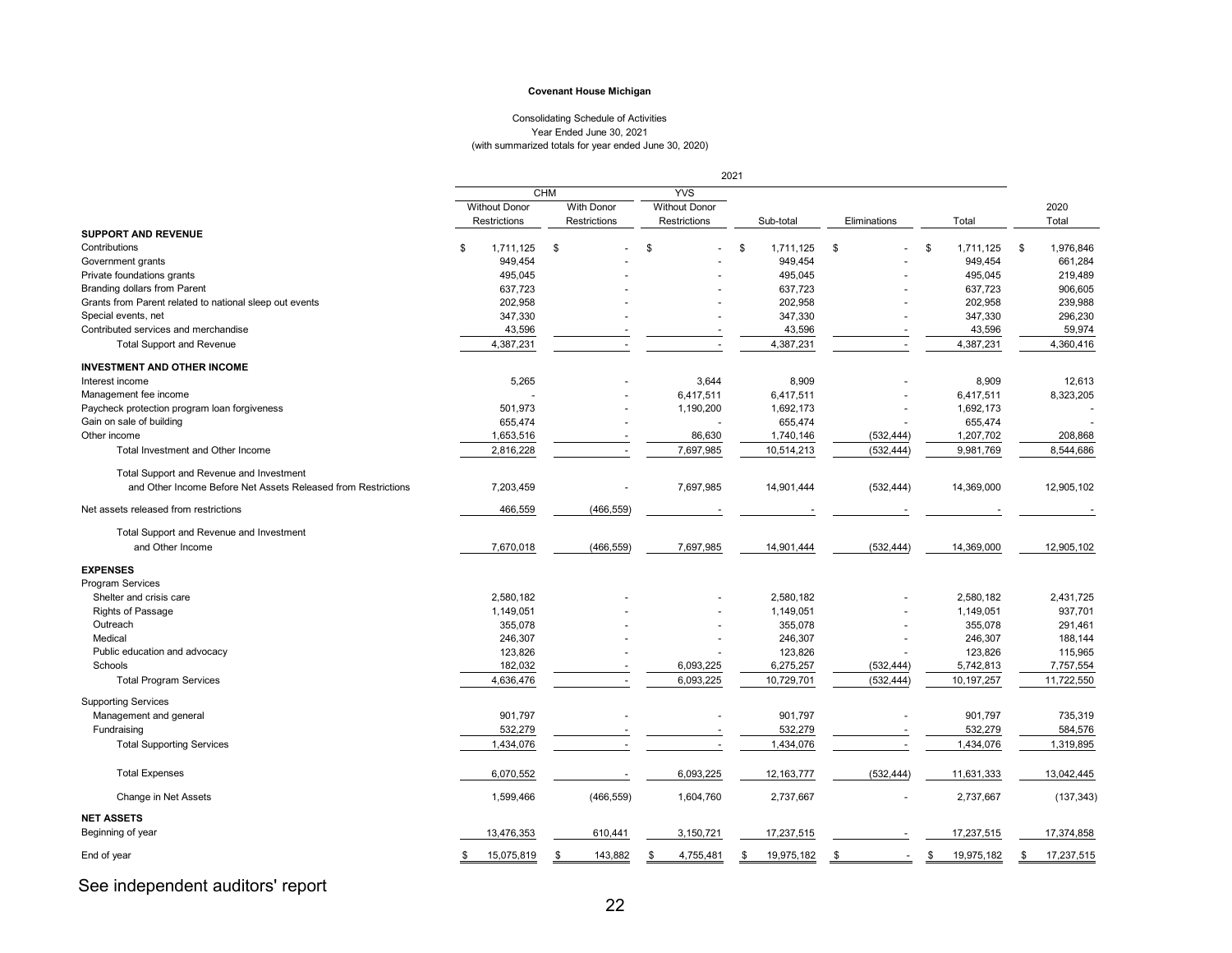**Covenant House Michigan**

Consolidating Schedule of Activities
Year Ended June 30, 2021
(with summarized totals for year ended June 30, 2020)

| | 2021 | | | | | | |
|---|---|---|---|---|---|---|---|
| | CHM | | YVS | | | | |
| | Without Donor Restrictions | With Donor Restrictions | Without Donor Restrictions | Sub-total | Eliminations | Total | 2020 Total |
| **SUPPORT AND REVENUE** | | | | | | | |
| Contributions | $ 1,711,125 | $ - | $ - | $ 1,711,125 | $ - | $ 1,711,125 | $ 1,976,846 |
| Government grants | 949,454 | - | - | 949,454 | - | 949,454 | 661,284 |
| Private foundations grants | 495,045 | - | - | 495,045 | - | 495,045 | 219,489 |
| Branding dollars from Parent | 637,723 | - | - | 637,723 | - | 637,723 | 906,605 |
| Grants from Parent related to national sleep out events | 202,958 | - | - | 202,958 | - | 202,958 | 239,988 |
| Special events, net | 347,330 | - | - | 347,330 | - | 347,330 | 296,230 |
| Contributed services and merchandise | 43,596 | - | - | 43,596 | - | 43,596 | 59,974 |
| Total Support and Revenue | 4,387,231 | - | - | 4,387,231 | - | 4,387,231 | 4,360,416 |
| **INVESTMENT AND OTHER INCOME** | | | | | | | |
| Interest income | 5,265 | - | 3,644 | 8,909 | - | 8,909 | 12,613 |
| Management fee income | - | - | 6,417,511 | 6,417,511 | - | 6,417,511 | 8,323,205 |
| Paycheck protection program loan forgiveness | 501,973 | - | 1,190,200 | 1,692,173 | - | 1,692,173 | - |
| Gain on sale of building | 655,474 | - | - | 655,474 | - | 655,474 | - |
| Other income | 1,653,516 | - | 86,630 | 1,740,146 | (532,444) | 1,207,702 | 208,868 |
| Total Investment and Other Income | 2,816,228 | - | 7,697,985 | 10,514,213 | (532,444) | 9,981,769 | 8,544,686 |
| Total Support and Revenue and Investment and Other Income Before Net Assets Released from Restrictions | 7,203,459 | - | 7,697,985 | 14,901,444 | (532,444) | 14,369,000 | 12,905,102 |
| Net assets released from restrictions | 466,559 | (466,559) | - | - | - | - | - |
| Total Support and Revenue and Investment and Other Income | 7,670,018 | (466,559) | 7,697,985 | 14,901,444 | (532,444) | 14,369,000 | 12,905,102 |
| **EXPENSES** | | | | | | | |
| Program Services | | | | | | | |
| Shelter and crisis care | 2,580,182 | - | - | 2,580,182 | - | 2,580,182 | 2,431,725 |
| Rights of Passage | 1,149,051 | - | - | 1,149,051 | - | 1,149,051 | 937,701 |
| Outreach | 355,078 | - | - | 355,078 | - | 355,078 | 291,461 |
| Medical | 246,307 | - | - | 246,307 | - | 246,307 | 188,144 |
| Public education and advocacy | 123,826 | - | - | 123,826 | - | 123,826 | 115,965 |
| Schools | 182,032 | - | 6,093,225 | 6,275,257 | (532,444) | 5,742,813 | 7,757,554 |
| Total Program Services | 4,636,476 | - | 6,093,225 | 10,729,701 | (532,444) | 10,197,257 | 11,722,550 |
| Supporting Services | | | | | | | |
| Management and general | 901,797 | - | - | 901,797 | - | 901,797 | 735,319 |
| Fundraising | 532,279 | - | - | 532,279 | - | 532,279 | 584,576 |
| Total Supporting Services | 1,434,076 | - | - | 1,434,076 | - | 1,434,076 | 1,319,895 |
| Total Expenses | 6,070,552 | - | 6,093,225 | 12,163,777 | (532,444) | 11,631,333 | 13,042,445 |
| Change in Net Assets | 1,599,466 | (466,559) | 1,604,760 | 2,737,667 | - | 2,737,667 | (137,343) |
| **NET ASSETS** | | | | | | | |
| Beginning of year | 13,476,353 | 610,441 | 3,150,721 | 17,237,515 | - | 17,237,515 | 17,374,858 |
| End of year | $ 15,075,819 | $ 143,882 | $ 4,755,481 | $ 19,975,182 | $ - | $ 19,975,182 | $ 17,237,515 |

See independent auditors' report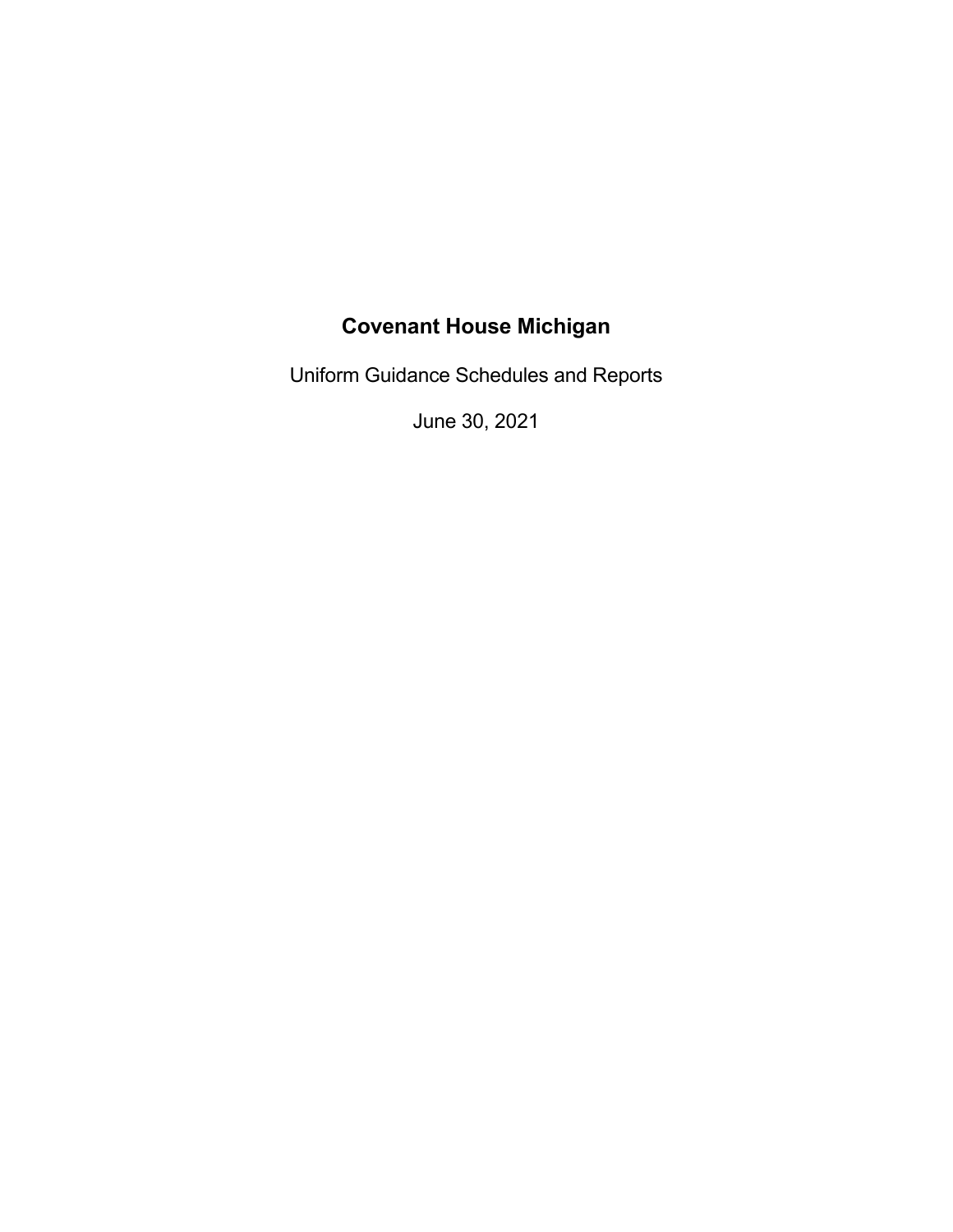# Covenant House Michigan

Uniform Guidance Schedules and Reports

June 30, 2021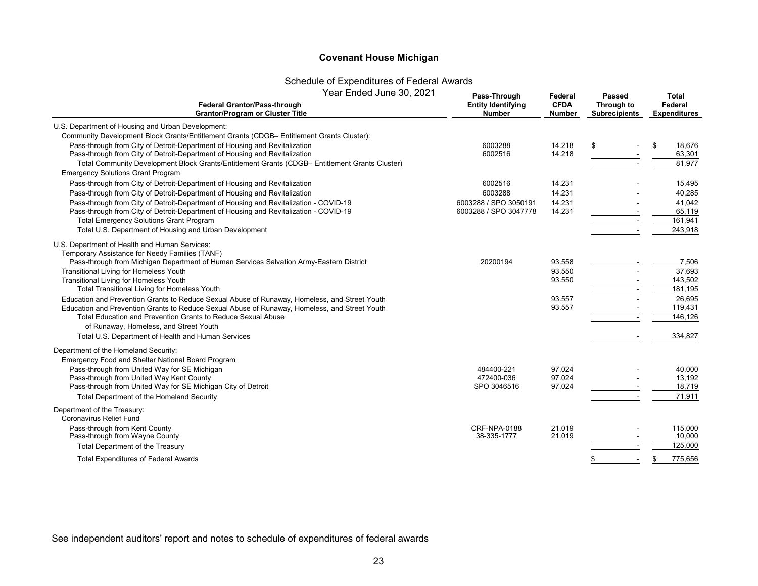# Covenant House Michigan

## Schedule of Expenditures of Federal Awards

### Year Ended June 30, 2021

| Federal Grantor/Pass-through Grantor/Program or Cluster Title | Pass-Through Entity Identifying Number | Federal CFDA Number | Passed Through to Subrecipients | Total Federal Expenditures |
|---|---|---|---|---|
| U.S. Department of Housing and Urban Development: | | | | |
| Community Development Block Grants/Entitlement Grants (CDGB– Entitlement Grants Cluster): | | | | |
| Pass-through from City of Detroit-Department of Housing and Revitalization | 6003288 | 14.218 | $ - | $ 18,676 |
| Pass-through from City of Detroit-Department of Housing and Revitalization | 6002516 | 14.218 | - | 63,301 |
| Total Community Development Block Grants/Entitlement Grants (CDGB– Entitlement Grants Cluster) | | | - | 81,977 |
| Emergency Solutions Grant Program | | | | |
| Pass-through from City of Detroit-Department of Housing and Revitalization | 6002516 | 14.231 | - | 15,495 |
| Pass-through from City of Detroit-Department of Housing and Revitalization | 6003288 | 14.231 | - | 40,285 |
| Pass-through from City of Detroit-Department of Housing and Revitalization - COVID-19 | 6003288 / SPO 3050191 | 14.231 | - | 41,042 |
| Pass-through from City of Detroit-Department of Housing and Revitalization - COVID-19 | 6003288 / SPO 3047778 | 14.231 | - | 65,119 |
| Total Emergency Solutions Grant Program | | | - | 161,941 |
| Total U.S. Department of Housing and Urban Development | | | - | 243,918 |
| U.S. Department of Health and Human Services: | | | | |
| Temporary Assistance for Needy Families (TANF) | | | | |
| Pass-through from Michigan Department of Human Services Salvation Army-Eastern District | 20200194 | 93.558 | - | 7,506 |
| Transitional Living for Homeless Youth | | 93.550 | - | 37,693 |
| Transitional Living for Homeless Youth | | 93.550 | - | 143,502 |
| Total Transitional Living for Homeless Youth | | | - | 181,195 |
| Education and Prevention Grants to Reduce Sexual Abuse of Runaway, Homeless, and Street Youth | | 93.557 | - | 26,695 |
| Education and Prevention Grants to Reduce Sexual Abuse of Runaway, Homeless, and Street Youth | | 93.557 | - | 119,431 |
| Total Education and Prevention Grants to Reduce Sexual Abuse of Runaway, Homeless, and Street Youth | | | - | 146,126 |
| Total U.S. Department of Health and Human Services | | | - | 334,827 |
| Department of the Homeland Security: | | | | |
| Emergency Food and Shelter National Board Program | | | | |
| Pass-through from United Way for SE Michigan | 484400-221 | 97.024 | - | 40,000 |
| Pass-through from United Way Kent County | 472400-036 | 97.024 | - | 13,192 |
| Pass-through from United Way for SE Michigan City of Detroit | SPO 3046516 | 97.024 | - | 18,719 |
| Total Department of the Homeland Security | | | - | 71,911 |
| Department of the Treasury: | | | | |
| Coronavirus Relief Fund | | | | |
| Pass-through from Kent County | CRF-NPA-0188 | 21.019 | - | 115,000 |
| Pass-through from Wayne County | 38-335-1777 | 21.019 | - | 10,000 |
| Total Department of the Treasury | | | - | 125,000 |
| Total Expenditures of Federal Awards | | | $ - | $ 775,656 |

See independent auditors' report and notes to schedule of expenditures of federal awards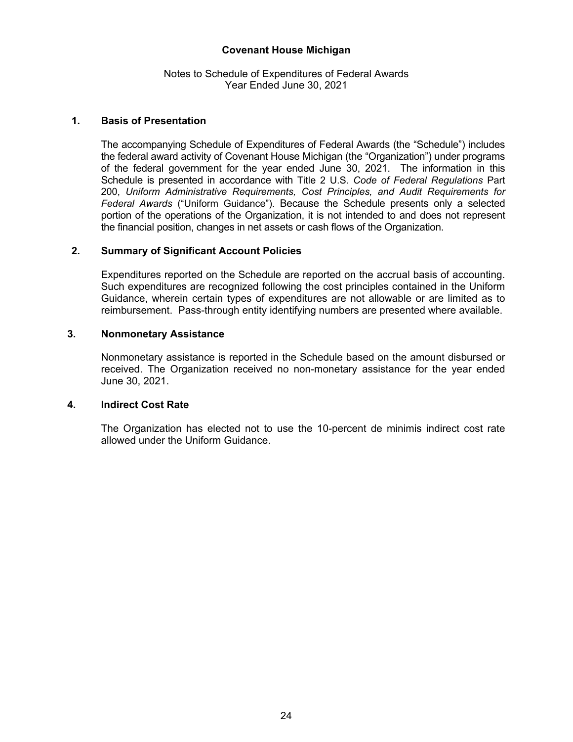**Covenant House Michigan**

Notes to Schedule of Expenditures of Federal Awards
Year Ended June 30, 2021

## 1. Basis of Presentation

The accompanying Schedule of Expenditures of Federal Awards (the "Schedule") includes the federal award activity of Covenant House Michigan (the "Organization") under programs of the federal government for the year ended June 30, 2021. The information in this Schedule is presented in accordance with Title 2 U.S. *Code of Federal Regulations* Part 200, *Uniform Administrative Requirements, Cost Principles, and Audit Requirements for Federal Awards* ("Uniform Guidance"). Because the Schedule presents only a selected portion of the operations of the Organization, it is not intended to and does not represent the financial position, changes in net assets or cash flows of the Organization.

## 2. Summary of Significant Account Policies

Expenditures reported on the Schedule are reported on the accrual basis of accounting. Such expenditures are recognized following the cost principles contained in the Uniform Guidance, wherein certain types of expenditures are not allowable or are limited as to reimbursement. Pass-through entity identifying numbers are presented where available.

## 3. Nonmonetary Assistance

Nonmonetary assistance is reported in the Schedule based on the amount disbursed or received. The Organization received no non-monetary assistance for the year ended June 30, 2021.

## 4. Indirect Cost Rate

The Organization has elected not to use the 10-percent de minimis indirect cost rate allowed under the Uniform Guidance.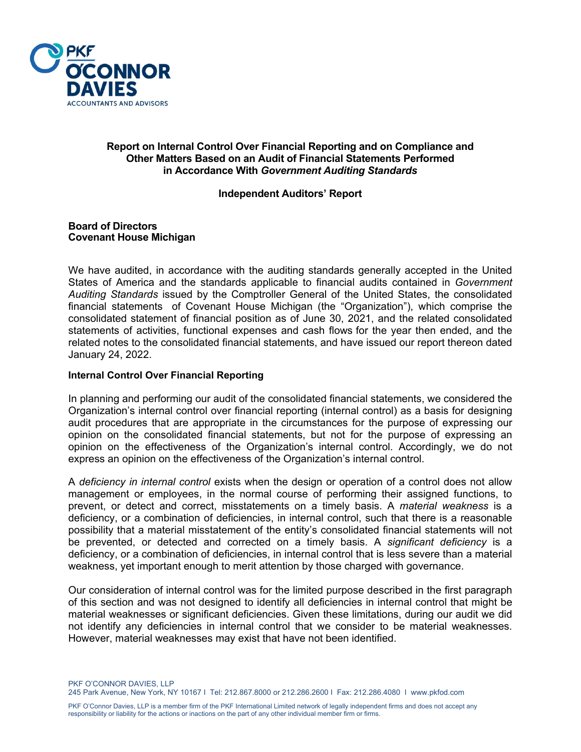**Report on Internal Control Over Financial Reporting and on Compliance and Other Matters Based on an Audit of Financial Statements Performed in Accordance With *Government Auditing Standards***

**Independent Auditors' Report**

**Board of Directors**
**Covenant House Michigan**

We have audited, in accordance with the auditing standards generally accepted in the United States of America and the standards applicable to financial audits contained in *Government Auditing Standards* issued by the Comptroller General of the United States, the consolidated financial statements of Covenant House Michigan (the "Organization"), which comprise the consolidated statement of financial position as of June 30, 2021, and the related consolidated statements of activities, functional expenses and cash flows for the year then ended, and the related notes to the consolidated financial statements, and have issued our report thereon dated January 24, 2022.

**Internal Control Over Financial Reporting**

In planning and performing our audit of the consolidated financial statements, we considered the Organization's internal control over financial reporting (internal control) as a basis for designing audit procedures that are appropriate in the circumstances for the purpose of expressing our opinion on the consolidated financial statements, but not for the purpose of expressing an opinion on the effectiveness of the Organization's internal control. Accordingly, we do not express an opinion on the effectiveness of the Organization's internal control.

A *deficiency in internal control* exists when the design or operation of a control does not allow management or employees, in the normal course of performing their assigned functions, to prevent, or detect and correct, misstatements on a timely basis. A *material weakness* is a deficiency, or a combination of deficiencies, in internal control, such that there is a reasonable possibility that a material misstatement of the entity's consolidated financial statements will not be prevented, or detected and corrected on a timely basis. A *significant deficiency* is a deficiency, or a combination of deficiencies, in internal control that is less severe than a material weakness, yet important enough to merit attention by those charged with governance.

Our consideration of internal control was for the limited purpose described in the first paragraph of this section and was not designed to identify all deficiencies in internal control that might be material weaknesses or significant deficiencies. Given these limitations, during our audit we did not identify any deficiencies in internal control that we consider to be material weaknesses. However, material weaknesses may exist that have not been identified.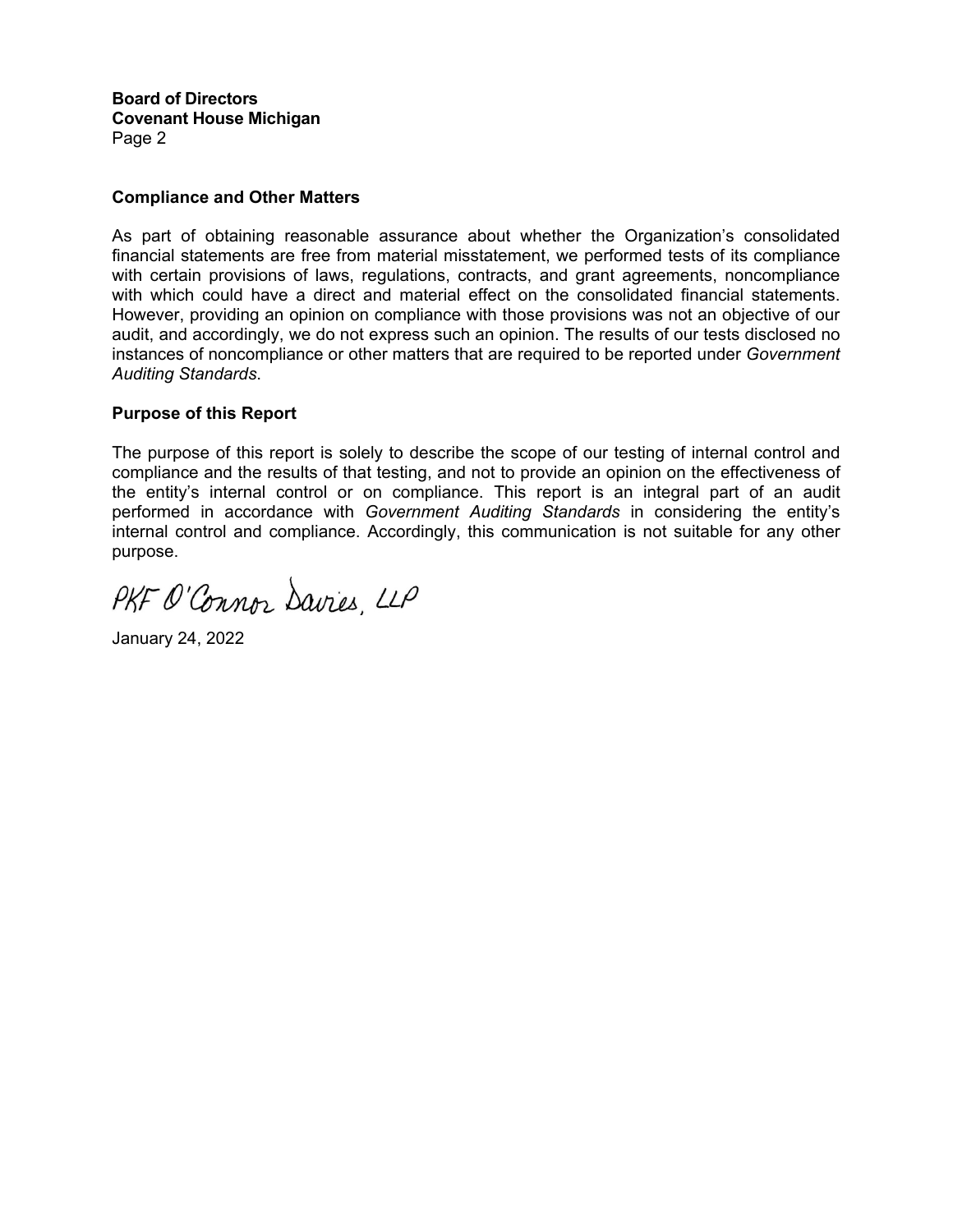**Board of Directors**
**Covenant House Michigan**
Page 2

**Compliance and Other Matters**

As part of obtaining reasonable assurance about whether the Organization's consolidated financial statements are free from material misstatement, we performed tests of its compliance with certain provisions of laws, regulations, contracts, and grant agreements, noncompliance with which could have a direct and material effect on the consolidated financial statements. However, providing an opinion on compliance with those provisions was not an objective of our audit, and accordingly, we do not express such an opinion. The results of our tests disclosed no instances of noncompliance or other matters that are required to be reported under *Government Auditing Standards*.

**Purpose of this Report**

The purpose of this report is solely to describe the scope of our testing of internal control and compliance and the results of that testing, and not to provide an opinion on the effectiveness of the entity's internal control or on compliance. This report is an integral part of an audit performed in accordance with *Government Auditing Standards* in considering the entity's internal control and compliance. Accordingly, this communication is not suitable for any other purpose.

PKF O'Connor Davies, LLP

January 24, 2022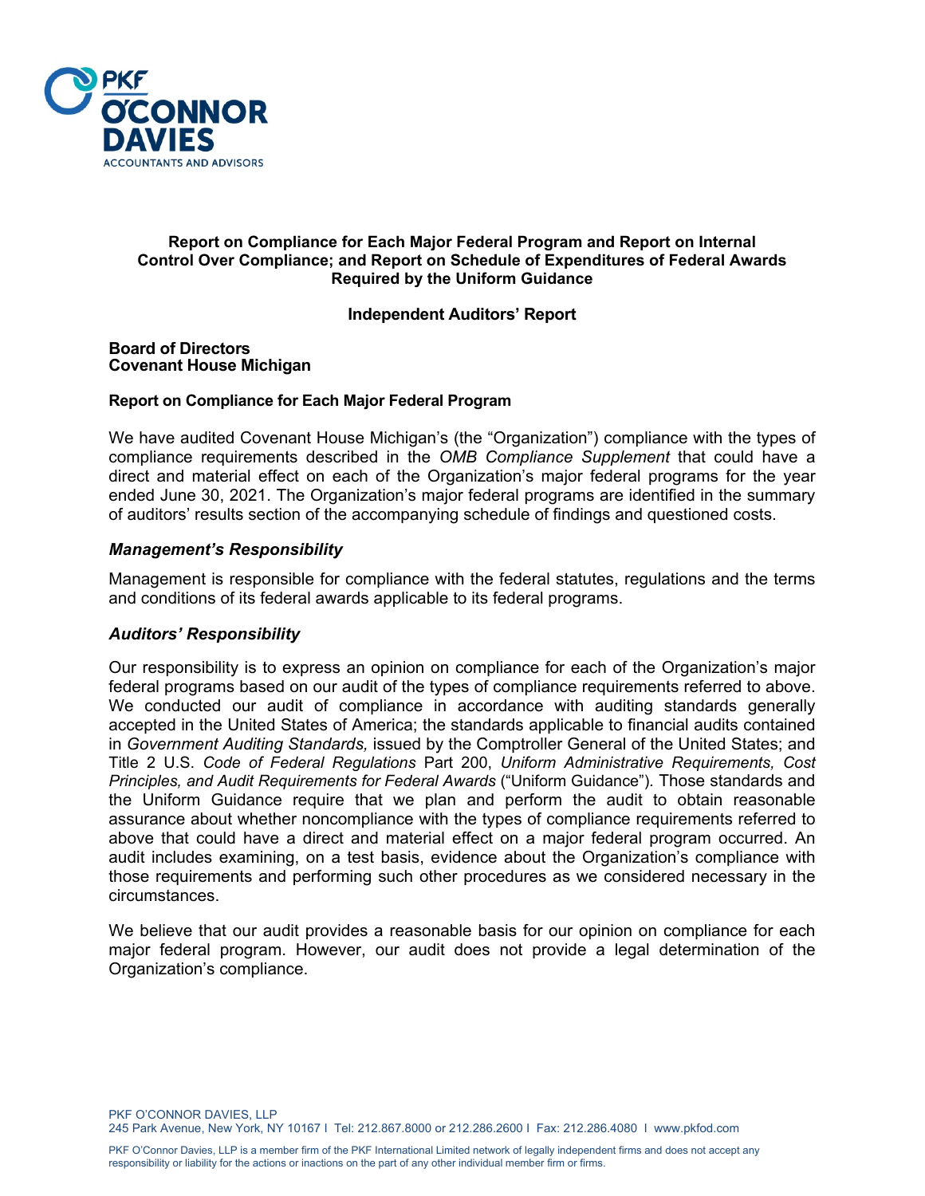# Report on Compliance for Each Major Federal Program and Report on Internal Control Over Compliance; and Report on Schedule of Expenditures of Federal Awards Required by the Uniform Guidance

## Independent Auditors' Report

**Board of Directors**
**Covenant House Michigan**

### Report on Compliance for Each Major Federal Program

We have audited Covenant House Michigan's (the "Organization") compliance with the types of compliance requirements described in the *OMB Compliance Supplement* that could have a direct and material effect on each of the Organization's major federal programs for the year ended June 30, 2021. The Organization's major federal programs are identified in the summary of auditors' results section of the accompanying schedule of findings and questioned costs.

### *Management's Responsibility*

Management is responsible for compliance with the federal statutes, regulations and the terms and conditions of its federal awards applicable to its federal programs.

### *Auditors' Responsibility*

Our responsibility is to express an opinion on compliance for each of the Organization's major federal programs based on our audit of the types of compliance requirements referred to above. We conducted our audit of compliance in accordance with auditing standards generally accepted in the United States of America; the standards applicable to financial audits contained in *Government Auditing Standards,* issued by the Comptroller General of the United States; and Title 2 U.S. *Code of Federal Regulations* Part 200, *Uniform Administrative Requirements, Cost Principles, and Audit Requirements for Federal Awards* ("Uniform Guidance"). Those standards and the Uniform Guidance require that we plan and perform the audit to obtain reasonable assurance about whether noncompliance with the types of compliance requirements referred to above that could have a direct and material effect on a major federal program occurred. An audit includes examining, on a test basis, evidence about the Organization's compliance with those requirements and performing such other procedures as we considered necessary in the circumstances.

We believe that our audit provides a reasonable basis for our opinion on compliance for each major federal program. However, our audit does not provide a legal determination of the Organization's compliance.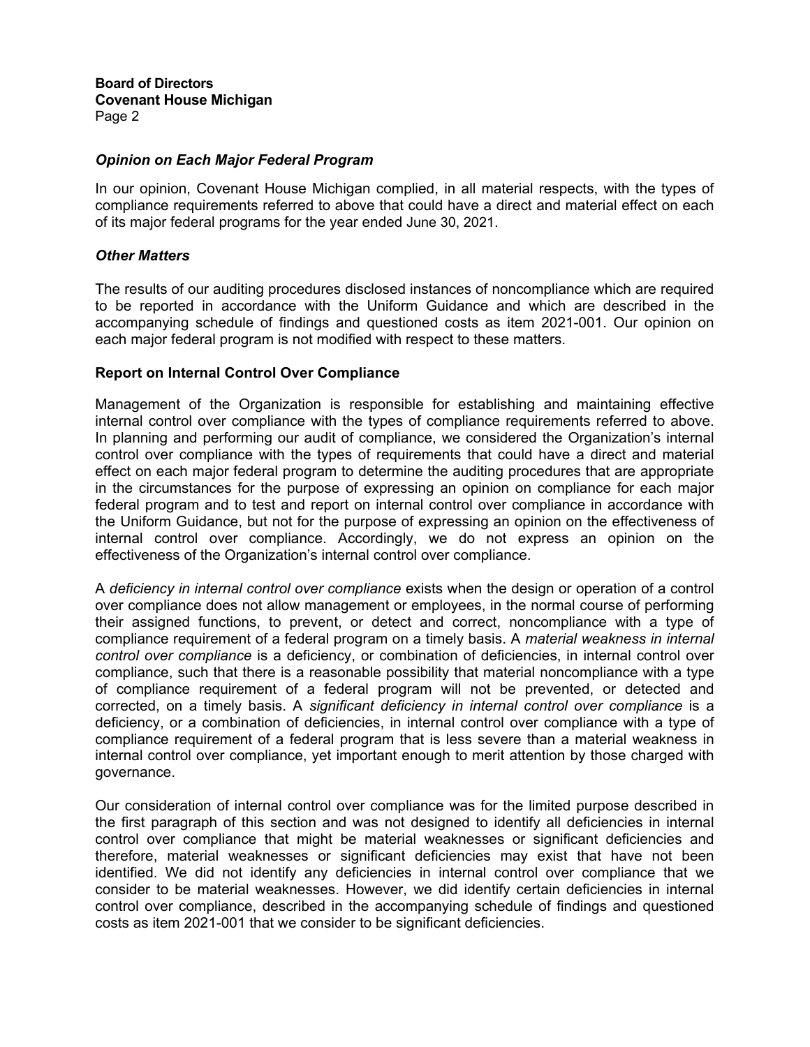**Board of Directors**
**Covenant House Michigan**
Page 2

### *Opinion on Each Major Federal Program*

In our opinion, Covenant House Michigan complied, in all material respects, with the types of compliance requirements referred to above that could have a direct and material effect on each of its major federal programs for the year ended June 30, 2021.

### *Other Matters*

The results of our auditing procedures disclosed instances of noncompliance which are required to be reported in accordance with the Uniform Guidance and which are described in the accompanying schedule of findings and questioned costs as item 2021-001. Our opinion on each major federal program is not modified with respect to these matters.

## Report on Internal Control Over Compliance

Management of the Organization is responsible for establishing and maintaining effective internal control over compliance with the types of compliance requirements referred to above. In planning and performing our audit of compliance, we considered the Organization's internal control over compliance with the types of requirements that could have a direct and material effect on each major federal program to determine the auditing procedures that are appropriate in the circumstances for the purpose of expressing an opinion on compliance for each major federal program and to test and report on internal control over compliance in accordance with the Uniform Guidance, but not for the purpose of expressing an opinion on the effectiveness of internal control over compliance. Accordingly, we do not express an opinion on the effectiveness of the Organization's internal control over compliance.

A *deficiency in internal control over compliance* exists when the design or operation of a control over compliance does not allow management or employees, in the normal course of performing their assigned functions, to prevent, or detect and correct, noncompliance with a type of compliance requirement of a federal program on a timely basis. A *material weakness in internal control over compliance* is a deficiency, or combination of deficiencies, in internal control over compliance, such that there is a reasonable possibility that material noncompliance with a type of compliance requirement of a federal program will not be prevented, or detected and corrected, on a timely basis. A *significant deficiency in internal control over compliance* is a deficiency, or a combination of deficiencies, in internal control over compliance with a type of compliance requirement of a federal program that is less severe than a material weakness in internal control over compliance, yet important enough to merit attention by those charged with governance.

Our consideration of internal control over compliance was for the limited purpose described in the first paragraph of this section and was not designed to identify all deficiencies in internal control over compliance that might be material weaknesses or significant deficiencies and therefore, material weaknesses or significant deficiencies may exist that have not been identified. We did not identify any deficiencies in internal control over compliance that we consider to be material weaknesses. However, we did identify certain deficiencies in internal control over compliance, described in the accompanying schedule of findings and questioned costs as item 2021-001 that we consider to be significant deficiencies.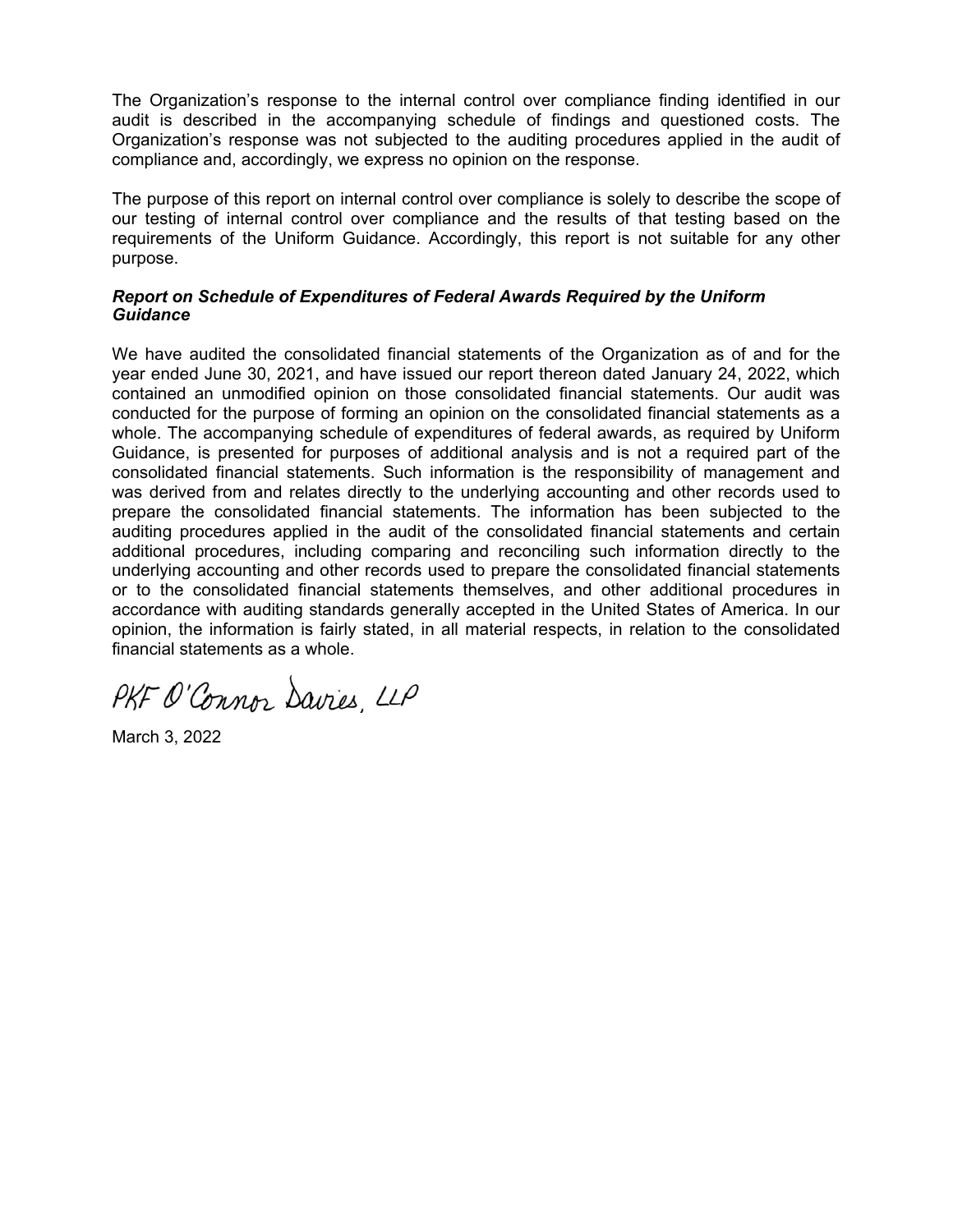The Organization's response to the internal control over compliance finding identified in our audit is described in the accompanying schedule of findings and questioned costs. The Organization's response was not subjected to the auditing procedures applied in the audit of compliance and, accordingly, we express no opinion on the response.

The purpose of this report on internal control over compliance is solely to describe the scope of our testing of internal control over compliance and the results of that testing based on the requirements of the Uniform Guidance. Accordingly, this report is not suitable for any other purpose.

***Report on Schedule of Expenditures of Federal Awards Required by the Uniform Guidance***

We have audited the consolidated financial statements of the Organization as of and for the year ended June 30, 2021, and have issued our report thereon dated January 24, 2022, which contained an unmodified opinion on those consolidated financial statements. Our audit was conducted for the purpose of forming an opinion on the consolidated financial statements as a whole. The accompanying schedule of expenditures of federal awards, as required by Uniform Guidance, is presented for purposes of additional analysis and is not a required part of the consolidated financial statements. Such information is the responsibility of management and was derived from and relates directly to the underlying accounting and other records used to prepare the consolidated financial statements. The information has been subjected to the auditing procedures applied in the audit of the consolidated financial statements and certain additional procedures, including comparing and reconciling such information directly to the underlying accounting and other records used to prepare the consolidated financial statements or to the consolidated financial statements themselves, and other additional procedures in accordance with auditing standards generally accepted in the United States of America. In our opinion, the information is fairly stated, in all material respects, in relation to the consolidated financial statements as a whole.

PKF O'Connor Davies, LLP

March 3, 2022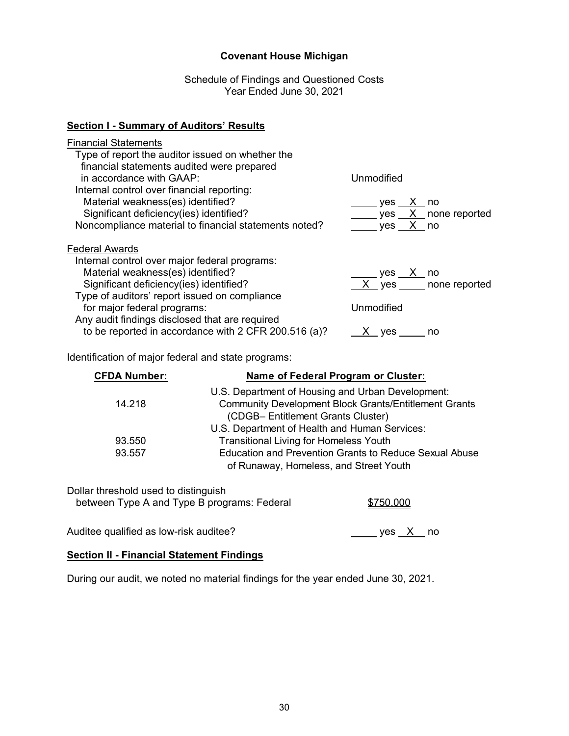# Covenant House Michigan

Schedule of Findings and Questioned Costs
Year Ended June 30, 2021

## Section I - Summary of Auditors' Results

Financial Statements

| | |
|---|---|
| Type of report the auditor issued on whether the financial statements audited were prepared in accordance with GAAP: | Unmodified |
| Internal control over financial reporting: | |
| Material weakness(es) identified? | ____ yes __X__ no |
| Significant deficiency(ies) identified? | ____ yes __X__ none reported |
| Noncompliance material to financial statements noted? | ____ yes __X__ no |

Federal Awards

| | |
|---|---|
| Internal control over major federal programs: | |
| Material weakness(es) identified? | ____ yes __X__ no |
| Significant deficiency(ies) identified? | __X__ yes ____ none reported |
| Type of auditors' report issued on compliance for major federal programs: | Unmodified |
| Any audit findings disclosed that are required to be reported in accordance with 2 CFR 200.516 (a)? | __X__ yes ____ no |

Identification of major federal and state programs:

| CFDA Number: | Name of Federal Program or Cluster: |
|---|---|
| | U.S. Department of Housing and Urban Development: |
| 14.218 | Community Development Block Grants/Entitlement Grants (CDGB– Entitlement Grants Cluster) |
| | U.S. Department of Health and Human Services: |
| 93.550 | Transitional Living for Homeless Youth |
| 93.557 | Education and Prevention Grants to Reduce Sexual Abuse of Runaway, Homeless, and Street Youth |

| | |
|---|---|
| Dollar threshold used to distinguish between Type A and Type B programs: Federal | $750,000 |
| Auditee qualified as low-risk auditee? | ____ yes __X__ no |

## Section II - Financial Statement Findings

During our audit, we noted no material findings for the year ended June 30, 2021.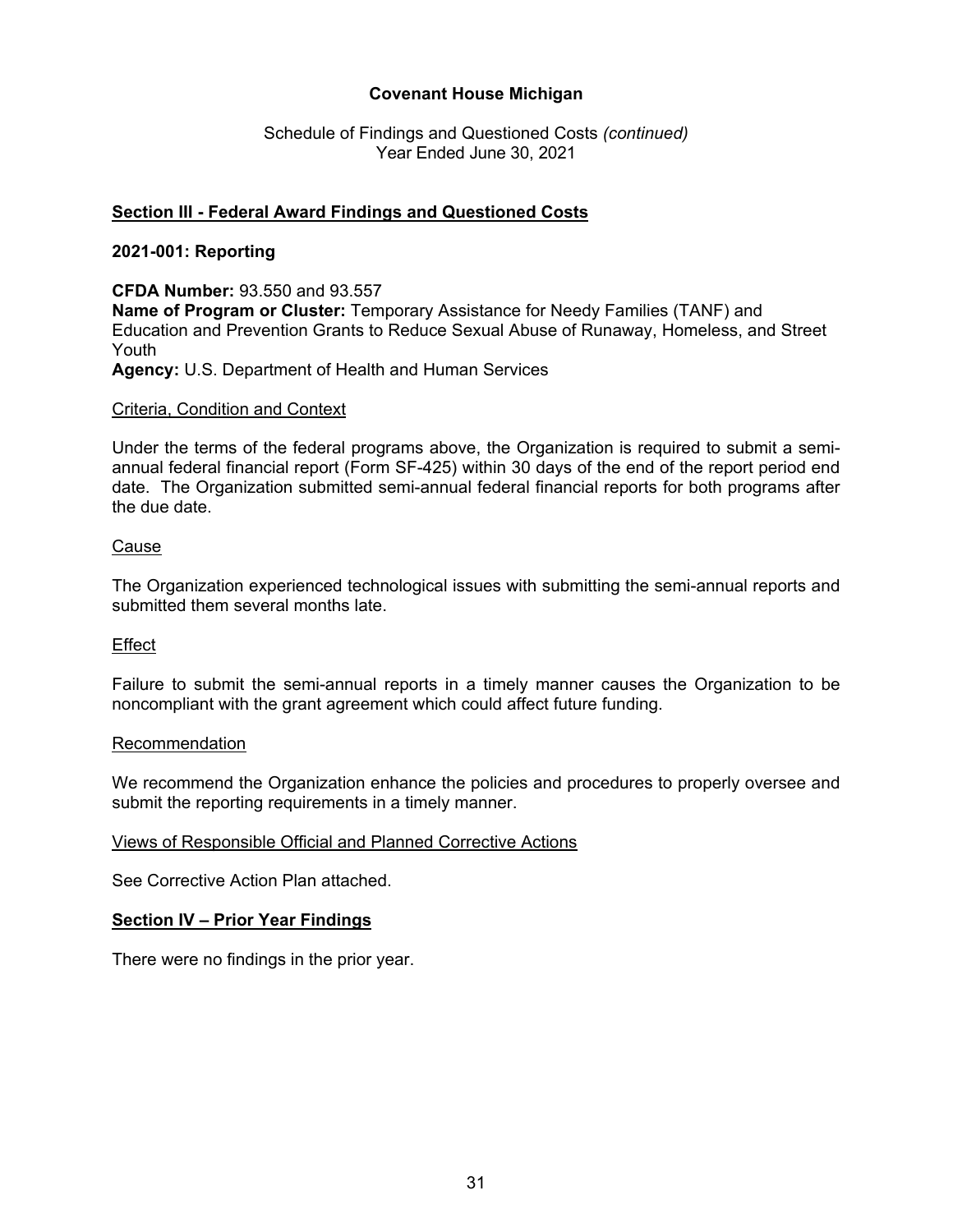**Covenant House Michigan**

Schedule of Findings and Questioned Costs *(continued)*
Year Ended June 30, 2021

## Section III - Federal Award Findings and Questioned Costs

### 2021-001: Reporting

**CFDA Number:** 93.550 and 93.557
**Name of Program or Cluster:** Temporary Assistance for Needy Families (TANF) and Education and Prevention Grants to Reduce Sexual Abuse of Runaway, Homeless, and Street Youth
**Agency:** U.S. Department of Health and Human Services

Criteria, Condition and Context

Under the terms of the federal programs above, the Organization is required to submit a semi-annual federal financial report (Form SF-425) within 30 days of the end of the report period end date. The Organization submitted semi-annual federal financial reports for both programs after the due date.

Cause

The Organization experienced technological issues with submitting the semi-annual reports and submitted them several months late.

Effect

Failure to submit the semi-annual reports in a timely manner causes the Organization to be noncompliant with the grant agreement which could affect future funding.

Recommendation

We recommend the Organization enhance the policies and procedures to properly oversee and submit the reporting requirements in a timely manner.

Views of Responsible Official and Planned Corrective Actions

See Corrective Action Plan attached.

## Section IV – Prior Year Findings

There were no findings in the prior year.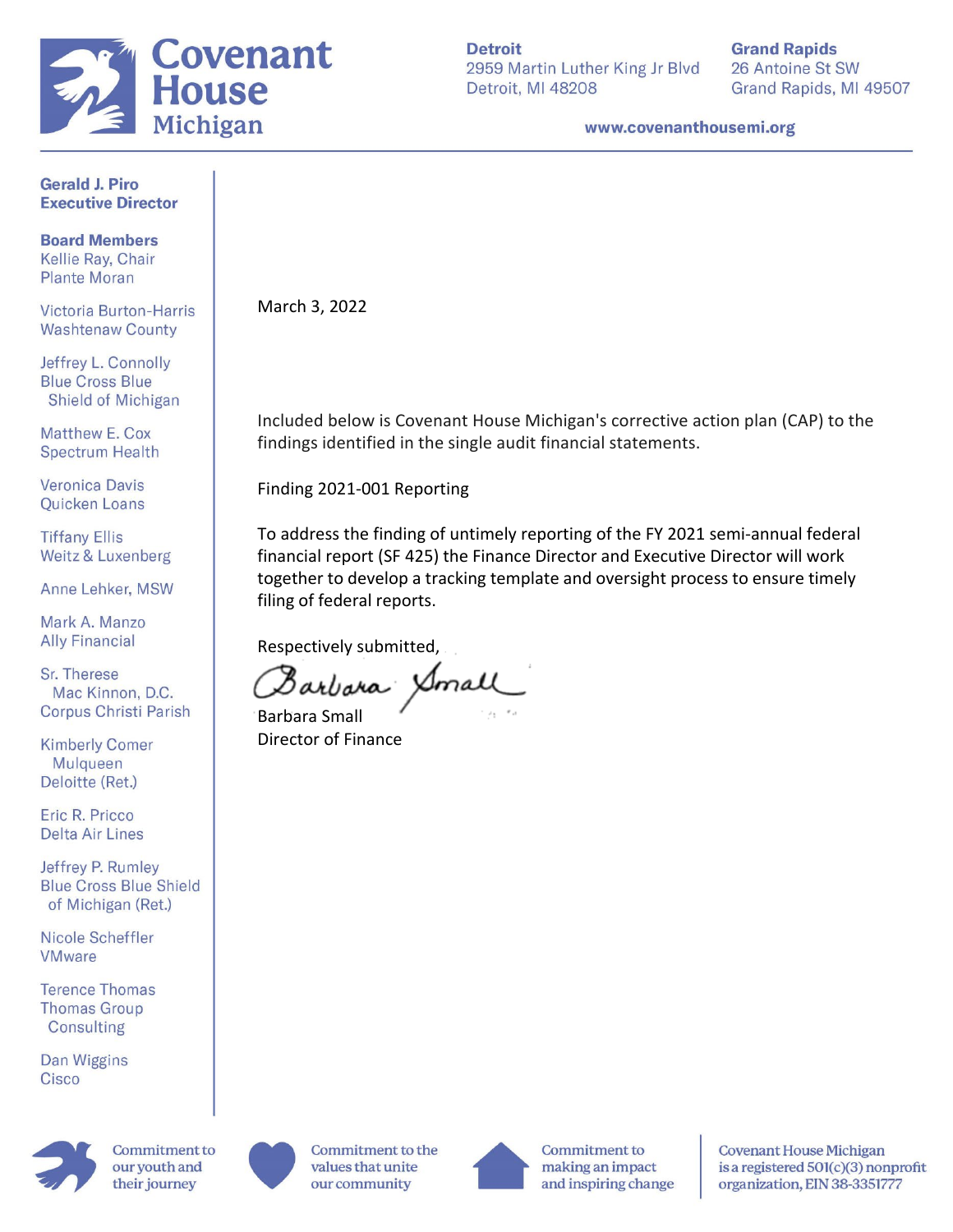# Covenant House Michigan

**Detroit**
2959 Martin Luther King Jr Blvd
Detroit, MI 48208

**Grand Rapids**
26 Antoine St SW
Grand Rapids, MI 49507

www.covenanthousemi.org

**Gerald J. Piro**
**Executive Director**

**Board Members**
Kellie Ray, Chair
Plante Moran

Victoria Burton-Harris
Washtenaw County

Jeffrey L. Connolly
Blue Cross Blue Shield of Michigan

Matthew E. Cox
Spectrum Health

Veronica Davis
Quicken Loans

Tiffany Ellis
Weitz & Luxenberg

Anne Lehker, MSW

Mark A. Manzo
Ally Financial

Sr. Therese Mac Kinnon, D.C.
Corpus Christi Parish

Kimberly Comer Mulqueen
Deloitte (Ret.)

Eric R. Pricco
Delta Air Lines

Jeffrey P. Rumley
Blue Cross Blue Shield of Michigan (Ret.)

Nicole Scheffler
VMware

Terence Thomas
Thomas Group Consulting

Dan Wiggins
Cisco

March 3, 2022

Included below is Covenant House Michigan's corrective action plan (CAP) to the findings identified in the single audit financial statements.

Finding 2021-001 Reporting

To address the finding of untimely reporting of the FY 2021 semi-annual federal financial report (SF 425) the Finance Director and Executive Director will work together to develop a tracking template and oversight process to ensure timely filing of federal reports.

Respectively submitted,

Barbara Small

Barbara Small
Director of Finance

Commitment to our youth and their journey

Commitment to the values that unite our community

Commitment to making an impact and inspiring change

Covenant House Michigan is a registered 501(c)(3) nonprofit organization, EIN 38-3351777